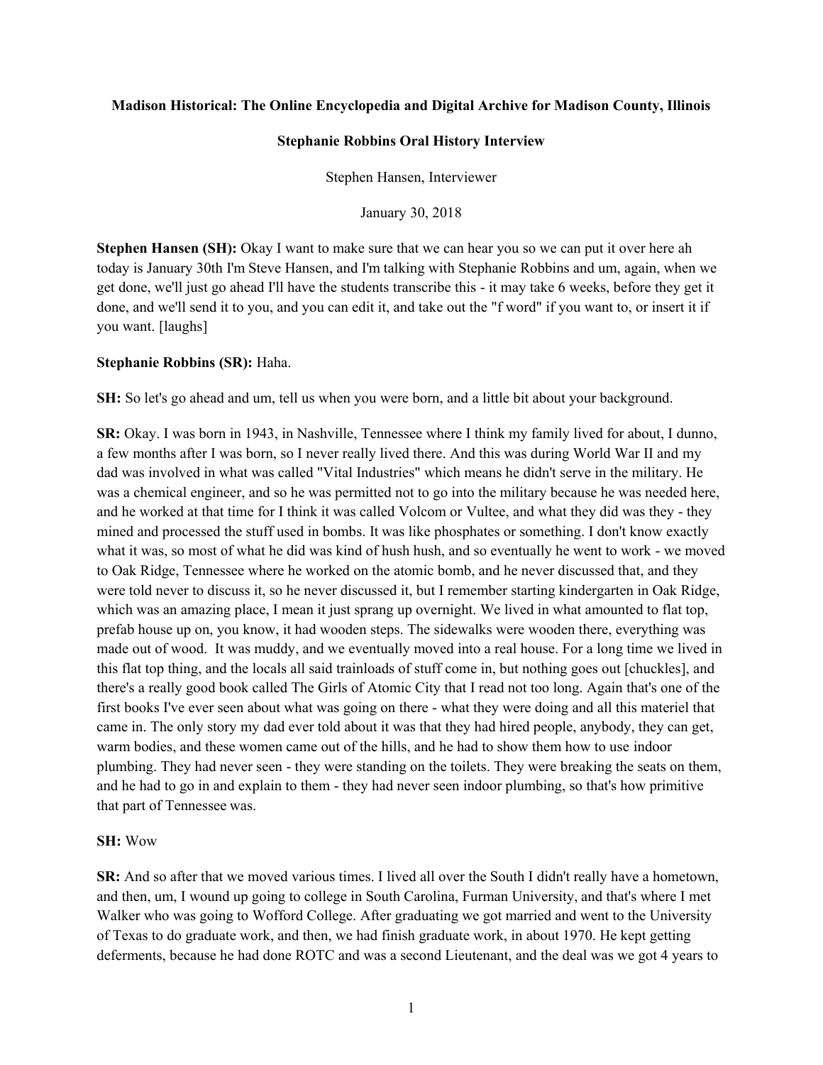**Madison Historical: The Online Encyclopedia and Digital Archive for Madison County, Illinois**

**Stephanie Robbins Oral History Interview**

Stephen Hansen, Interviewer

January 30, 2018

**Stephen Hansen (SH):** Okay I want to make sure that we can hear you so we can put it over here ah today is January 30th I'm Steve Hansen, and I'm talking with Stephanie Robbins and um, again, when we get done, we'll just go ahead I'll have the students transcribe this - it may take 6 weeks, before they get it done, and we'll send it to you, and you can edit it, and take out the "f word" if you want to, or insert it if you want. [laughs]

**Stephanie Robbins (SR):** Haha.

**SH:** So let's go ahead and um, tell us when you were born, and a little bit about your background.

**SR:** Okay. I was born in 1943, in Nashville, Tennessee where I think my family lived for about, I dunno, a few months after I was born, so I never really lived there. And this was during World War II and my dad was involved in what was called "Vital Industries" which means he didn't serve in the military. He was a chemical engineer, and so he was permitted not to go into the military because he was needed here, and he worked at that time for I think it was called Volcom or Vultee, and what they did was they - they mined and processed the stuff used in bombs. It was like phosphates or something. I don't know exactly what it was, so most of what he did was kind of hush hush, and so eventually he went to work - we moved to Oak Ridge, Tennessee where he worked on the atomic bomb, and he never discussed that, and they were told never to discuss it, so he never discussed it, but I remember starting kindergarten in Oak Ridge, which was an amazing place, I mean it just sprang up overnight. We lived in what amounted to flat top, prefab house up on, you know, it had wooden steps. The sidewalks were wooden there, everything was made out of wood. It was muddy, and we eventually moved into a real house. For a long time we lived in this flat top thing, and the locals all said trainloads of stuff come in, but nothing goes out [chuckles], and there's a really good book called The Girls of Atomic City that I read not too long. Again that's one of the first books I've ever seen about what was going on there - what they were doing and all this materiel that came in. The only story my dad ever told about it was that they had hired people, anybody, they can get, warm bodies, and these women came out of the hills, and he had to show them how to use indoor plumbing. They had never seen - they were standing on the toilets. They were breaking the seats on them, and he had to go in and explain to them - they had never seen indoor plumbing, so that's how primitive that part of Tennessee was.

**SH:** Wow

**SR:** And so after that we moved various times. I lived all over the South I didn't really have a hometown, and then, um, I wound up going to college in South Carolina, Furman University, and that's where I met Walker who was going to Wofford College. After graduating we got married and went to the University of Texas to do graduate work, and then, we had finish graduate work, in about 1970. He kept getting deferments, because he had done ROTC and was a second Lieutenant, and the deal was we got 4 years to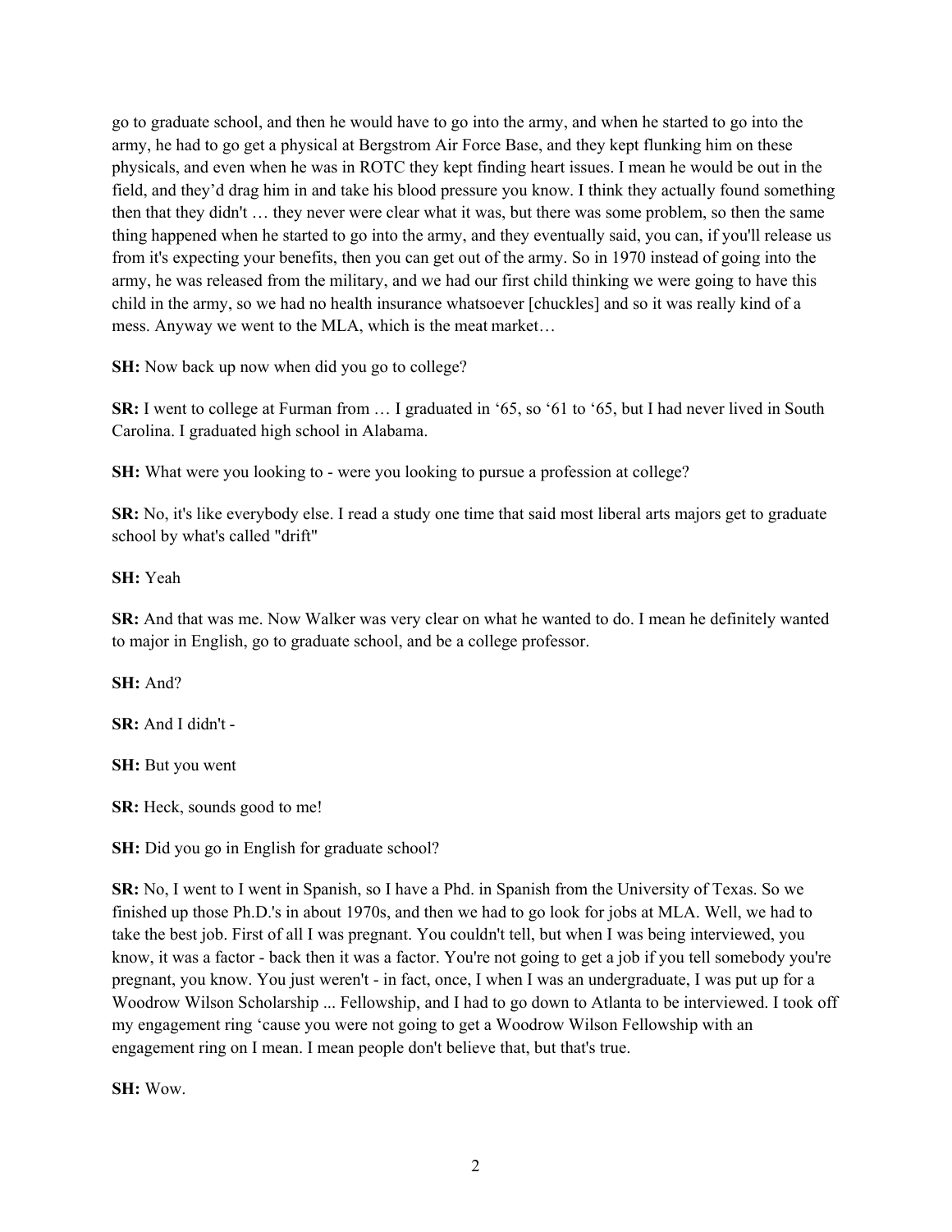go to graduate school, and then he would have to go into the army, and when he started to go into the army, he had to go get a physical at Bergstrom Air Force Base, and they kept flunking him on these physicals, and even when he was in ROTC they kept finding heart issues. I mean he would be out in the field, and they'd drag him in and take his blood pressure you know. I think they actually found something then that they didn't … they never were clear what it was, but there was some problem, so then the same thing happened when he started to go into the army, and they eventually said, you can, if you'll release us from it's expecting your benefits, then you can get out of the army. So in 1970 instead of going into the army, he was released from the military, and we had our first child thinking we were going to have this child in the army, so we had no health insurance whatsoever [chuckles] and so it was really kind of a mess. Anyway we went to the MLA, which is the meat market…

**SH:** Now back up now when did you go to college?

**SR:** I went to college at Furman from … I graduated in '65, so '61 to '65, but I had never lived in South Carolina. I graduated high school in Alabama.

**SH:** What were you looking to - were you looking to pursue a profession at college?

**SR:** No, it's like everybody else. I read a study one time that said most liberal arts majors get to graduate school by what's called "drift"

**SH:** Yeah

**SR:** And that was me. Now Walker was very clear on what he wanted to do. I mean he definitely wanted to major in English, go to graduate school, and be a college professor.

**SH:** And?

**SR:** And I didn't -

**SH:** But you went

**SR:** Heck, sounds good to me!

**SH:** Did you go in English for graduate school?

**SR:** No, I went to I went in Spanish, so I have a Phd. in Spanish from the University of Texas. So we finished up those Ph.D.'s in about 1970s, and then we had to go look for jobs at MLA. Well, we had to take the best job. First of all I was pregnant. You couldn't tell, but when I was being interviewed, you know, it was a factor - back then it was a factor. You're not going to get a job if you tell somebody you're pregnant, you know. You just weren't - in fact, once, I when I was an undergraduate, I was put up for a Woodrow Wilson Scholarship ... Fellowship, and I had to go down to Atlanta to be interviewed. I took off my engagement ring 'cause you were not going to get a Woodrow Wilson Fellowship with an engagement ring on I mean. I mean people don't believe that, but that's true.

**SH:** Wow.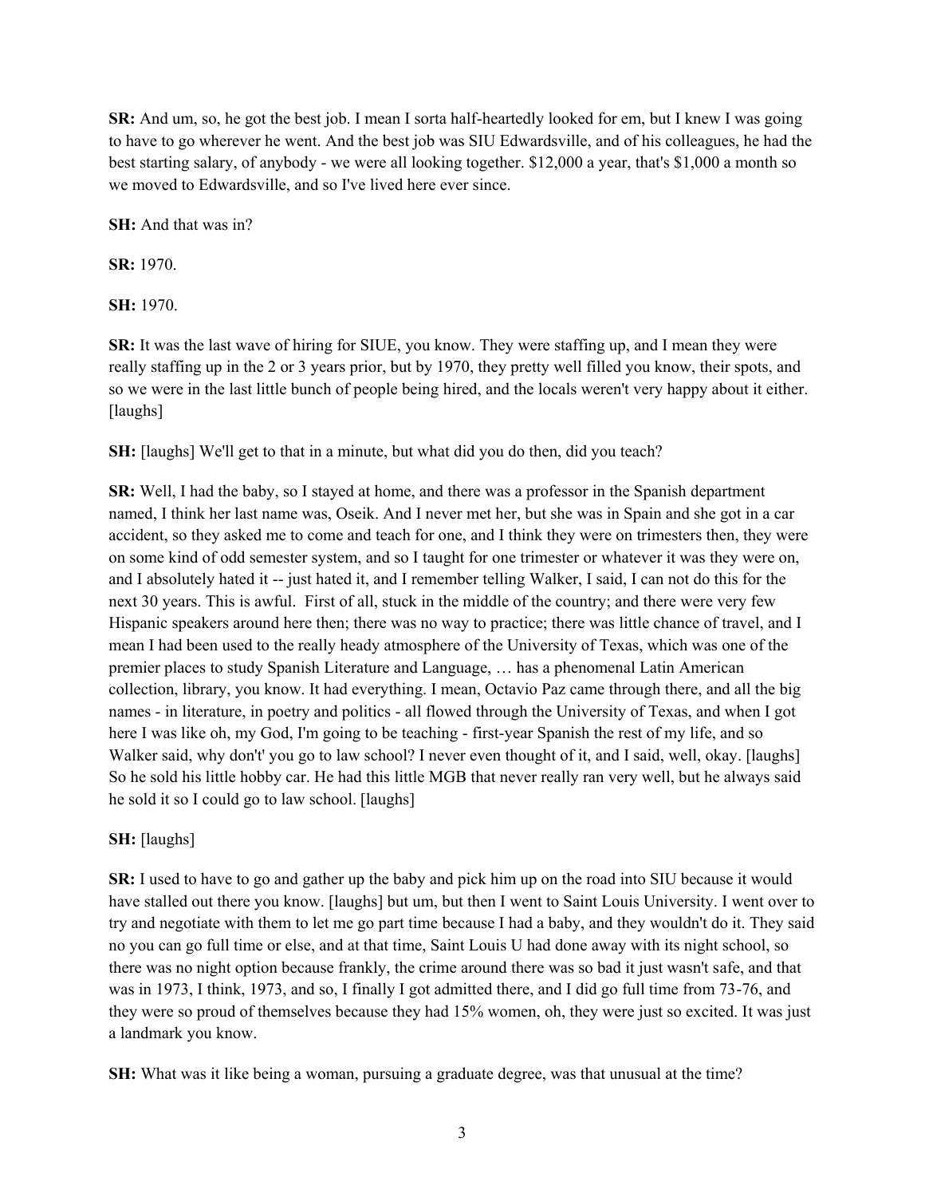**SR:** And um, so, he got the best job. I mean I sorta half-heartedly looked for em, but I knew I was going to have to go wherever he went. And the best job was SIU Edwardsville, and of his colleagues, he had the best starting salary, of anybody - we were all looking together. $12,000 a year, that's $1,000 a month so we moved to Edwardsville, and so I've lived here ever since.

**SH:** And that was in?

**SR:** 1970.

**SH:** 1970.

**SR:** It was the last wave of hiring for SIUE, you know. They were staffing up, and I mean they were really staffing up in the 2 or 3 years prior, but by 1970, they pretty well filled you know, their spots, and so we were in the last little bunch of people being hired, and the locals weren't very happy about it either. [laughs]

**SH:** [laughs] We'll get to that in a minute, but what did you do then, did you teach?

**SR:** Well, I had the baby, so I stayed at home, and there was a professor in the Spanish department named, I think her last name was, Oseik. And I never met her, but she was in Spain and she got in a car accident, so they asked me to come and teach for one, and I think they were on trimesters then, they were on some kind of odd semester system, and so I taught for one trimester or whatever it was they were on, and I absolutely hated it -- just hated it, and I remember telling Walker, I said, I can not do this for the next 30 years. This is awful. First of all, stuck in the middle of the country; and there were very few Hispanic speakers around here then; there was no way to practice; there was little chance of travel, and I mean I had been used to the really heady atmosphere of the University of Texas, which was one of the premier places to study Spanish Literature and Language, … has a phenomenal Latin American collection, library, you know. It had everything. I mean, Octavio Paz came through there, and all the big names - in literature, in poetry and politics - all flowed through the University of Texas, and when I got here I was like oh, my God, I'm going to be teaching - first-year Spanish the rest of my life, and so Walker said, why don't' you go to law school? I never even thought of it, and I said, well, okay. [laughs] So he sold his little hobby car. He had this little MGB that never really ran very well, but he always said he sold it so I could go to law school. [laughs]

**SH:** [laughs]

**SR:** I used to have to go and gather up the baby and pick him up on the road into SIU because it would have stalled out there you know. [laughs] but um, but then I went to Saint Louis University. I went over to try and negotiate with them to let me go part time because I had a baby, and they wouldn't do it. They said no you can go full time or else, and at that time, Saint Louis U had done away with its night school, so there was no night option because frankly, the crime around there was so bad it just wasn't safe, and that was in 1973, I think, 1973, and so, I finally I got admitted there, and I did go full time from 73-76, and they were so proud of themselves because they had 15% women, oh, they were just so excited. It was just a landmark you know.

**SH:** What was it like being a woman, pursuing a graduate degree, was that unusual at the time?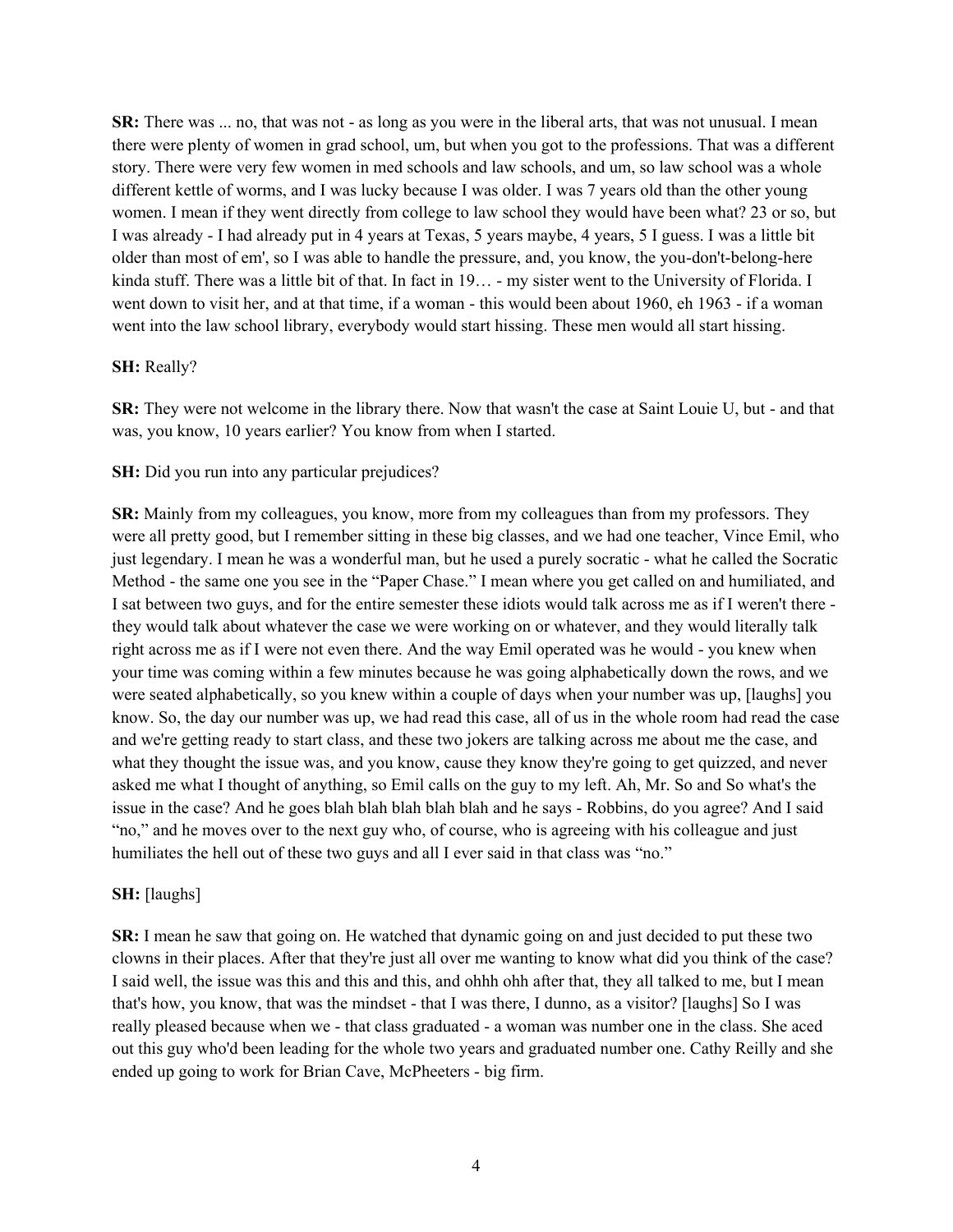**SR:** There was ... no, that was not - as long as you were in the liberal arts, that was not unusual. I mean there were plenty of women in grad school, um, but when you got to the professions. That was a different story. There were very few women in med schools and law schools, and um, so law school was a whole different kettle of worms, and I was lucky because I was older. I was 7 years old than the other young women. I mean if they went directly from college to law school they would have been what? 23 or so, but I was already - I had already put in 4 years at Texas, 5 years maybe, 4 years, 5 I guess. I was a little bit older than most of em', so I was able to handle the pressure, and, you know, the you-don't-belong-here kinda stuff. There was a little bit of that. In fact in 19… - my sister went to the University of Florida. I went down to visit her, and at that time, if a woman - this would been about 1960, eh 1963 - if a woman went into the law school library, everybody would start hissing. These men would all start hissing.

**SH:** Really?

**SR:** They were not welcome in the library there. Now that wasn't the case at Saint Louie U, but - and that was, you know, 10 years earlier? You know from when I started.

**SH:** Did you run into any particular prejudices?

**SR:** Mainly from my colleagues, you know, more from my colleagues than from my professors. They were all pretty good, but I remember sitting in these big classes, and we had one teacher, Vince Emil, who just legendary. I mean he was a wonderful man, but he used a purely socratic - what he called the Socratic Method - the same one you see in the "Paper Chase." I mean where you get called on and humiliated, and I sat between two guys, and for the entire semester these idiots would talk across me as if I weren't there - they would talk about whatever the case we were working on or whatever, and they would literally talk right across me as if I were not even there. And the way Emil operated was he would - you knew when your time was coming within a few minutes because he was going alphabetically down the rows, and we were seated alphabetically, so you knew within a couple of days when your number was up, [laughs] you know. So, the day our number was up, we had read this case, all of us in the whole room had read the case and we're getting ready to start class, and these two jokers are talking across me about me the case, and what they thought the issue was, and you know, cause they know they're going to get quizzed, and never asked me what I thought of anything, so Emil calls on the guy to my left. Ah, Mr. So and So what's the issue in the case? And he goes blah blah blah blah blah and he says - Robbins, do you agree? And I said "no," and he moves over to the next guy who, of course, who is agreeing with his colleague and just humiliates the hell out of these two guys and all I ever said in that class was "no."

**SH:** [laughs]

**SR:** I mean he saw that going on. He watched that dynamic going on and just decided to put these two clowns in their places. After that they're just all over me wanting to know what did you think of the case? I said well, the issue was this and this and this, and ohhh ohh after that, they all talked to me, but I mean that's how, you know, that was the mindset - that I was there, I dunno, as a visitor? [laughs] So I was really pleased because when we - that class graduated - a woman was number one in the class. She aced out this guy who'd been leading for the whole two years and graduated number one. Cathy Reilly and she ended up going to work for Brian Cave, McPheeters - big firm.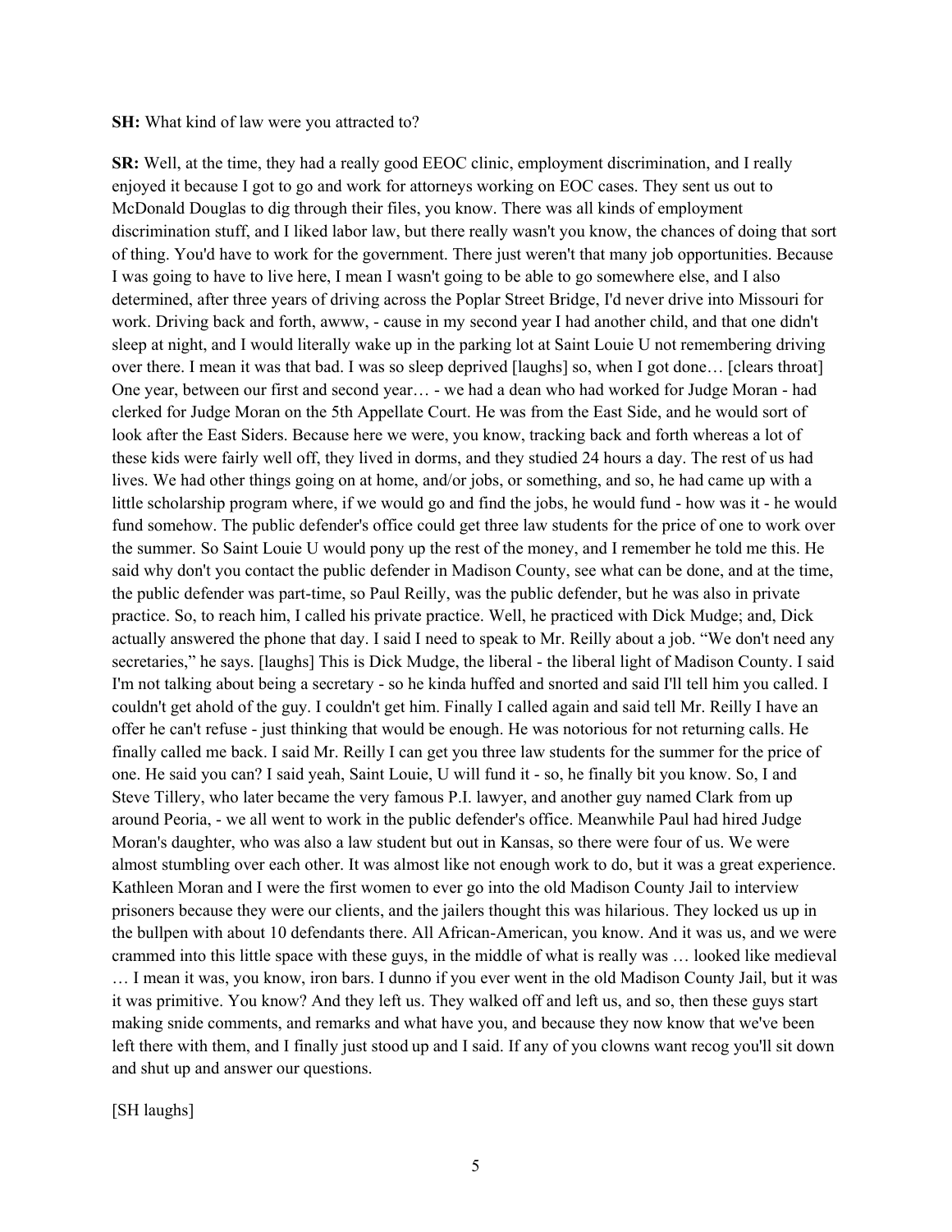**SH:** What kind of law were you attracted to?

**SR:** Well, at the time, they had a really good EEOC clinic, employment discrimination, and I really enjoyed it because I got to go and work for attorneys working on EOC cases. They sent us out to McDonald Douglas to dig through their files, you know. There was all kinds of employment discrimination stuff, and I liked labor law, but there really wasn't you know, the chances of doing that sort of thing. You'd have to work for the government. There just weren't that many job opportunities. Because I was going to have to live here, I mean I wasn't going to be able to go somewhere else, and I also determined, after three years of driving across the Poplar Street Bridge, I'd never drive into Missouri for work. Driving back and forth, awww, - cause in my second year I had another child, and that one didn't sleep at night, and I would literally wake up in the parking lot at Saint Louie U not remembering driving over there. I mean it was that bad. I was so sleep deprived [laughs] so, when I got done… [clears throat] One year, between our first and second year… - we had a dean who had worked for Judge Moran - had clerked for Judge Moran on the 5th Appellate Court. He was from the East Side, and he would sort of look after the East Siders. Because here we were, you know, tracking back and forth whereas a lot of these kids were fairly well off, they lived in dorms, and they studied 24 hours a day. The rest of us had lives. We had other things going on at home, and/or jobs, or something, and so, he had came up with a little scholarship program where, if we would go and find the jobs, he would fund - how was it - he would fund somehow. The public defender's office could get three law students for the price of one to work over the summer. So Saint Louie U would pony up the rest of the money, and I remember he told me this. He said why don't you contact the public defender in Madison County, see what can be done, and at the time, the public defender was part-time, so Paul Reilly, was the public defender, but he was also in private practice. So, to reach him, I called his private practice. Well, he practiced with Dick Mudge; and, Dick actually answered the phone that day. I said I need to speak to Mr. Reilly about a job. "We don't need any secretaries," he says. [laughs] This is Dick Mudge, the liberal - the liberal light of Madison County. I said I'm not talking about being a secretary - so he kinda huffed and snorted and said I'll tell him you called. I couldn't get ahold of the guy. I couldn't get him. Finally I called again and said tell Mr. Reilly I have an offer he can't refuse - just thinking that would be enough. He was notorious for not returning calls. He finally called me back. I said Mr. Reilly I can get you three law students for the summer for the price of one. He said you can? I said yeah, Saint Louie, U will fund it - so, he finally bit you know. So, I and Steve Tillery, who later became the very famous P.I. lawyer, and another guy named Clark from up around Peoria, - we all went to work in the public defender's office. Meanwhile Paul had hired Judge Moran's daughter, who was also a law student but out in Kansas, so there were four of us. We were almost stumbling over each other. It was almost like not enough work to do, but it was a great experience. Kathleen Moran and I were the first women to ever go into the old Madison County Jail to interview prisoners because they were our clients, and the jailers thought this was hilarious. They locked us up in the bullpen with about 10 defendants there. All African-American, you know. And it was us, and we were crammed into this little space with these guys, in the middle of what is really was … looked like medieval … I mean it was, you know, iron bars. I dunno if you ever went in the old Madison County Jail, but it was it was primitive. You know? And they left us. They walked off and left us, and so, then these guys start making snide comments, and remarks and what have you, and because they now know that we've been left there with them, and I finally just stood up and I said. If any of you clowns want recog you'll sit down and shut up and answer our questions.

[SH laughs]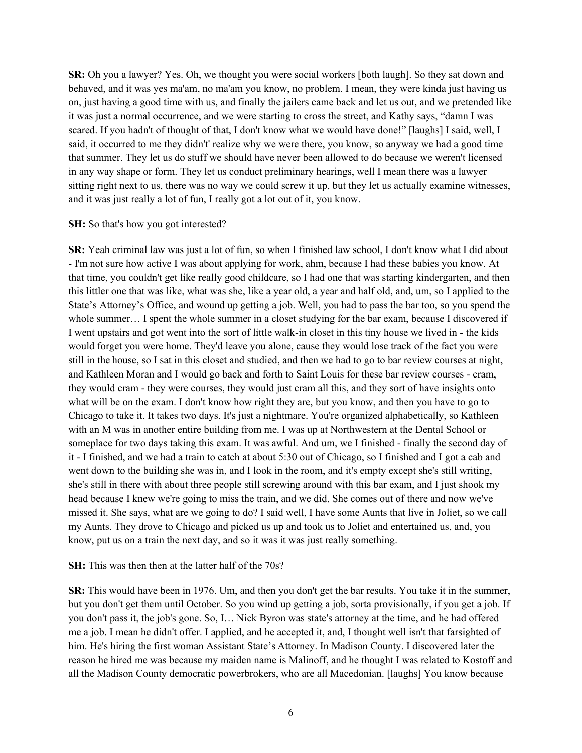**SR:** Oh you a lawyer? Yes. Oh, we thought you were social workers [both laugh]. So they sat down and behaved, and it was yes ma'am, no ma'am you know, no problem. I mean, they were kinda just having us on, just having a good time with us, and finally the jailers came back and let us out, and we pretended like it was just a normal occurrence, and we were starting to cross the street, and Kathy says, "damn I was scared. If you hadn't of thought of that, I don't know what we would have done!" [laughs] I said, well, I said, it occurred to me they didn't' realize why we were there, you know, so anyway we had a good time that summer. They let us do stuff we should have never been allowed to do because we weren't licensed in any way shape or form. They let us conduct preliminary hearings, well I mean there was a lawyer sitting right next to us, there was no way we could screw it up, but they let us actually examine witnesses, and it was just really a lot of fun, I really got a lot out of it, you know.

**SH:** So that's how you got interested?

**SR:** Yeah criminal law was just a lot of fun, so when I finished law school, I don't know what I did about - I'm not sure how active I was about applying for work, ahm, because I had these babies you know. At that time, you couldn't get like really good childcare, so I had one that was starting kindergarten, and then this littler one that was like, what was she, like a year old, a year and half old, and, um, so I applied to the State's Attorney's Office, and wound up getting a job. Well, you had to pass the bar too, so you spend the whole summer… I spent the whole summer in a closet studying for the bar exam, because I discovered if I went upstairs and got went into the sort of little walk-in closet in this tiny house we lived in - the kids would forget you were home. They'd leave you alone, cause they would lose track of the fact you were still in the house, so I sat in this closet and studied, and then we had to go to bar review courses at night, and Kathleen Moran and I would go back and forth to Saint Louis for these bar review courses - cram, they would cram - they were courses, they would just cram all this, and they sort of have insights onto what will be on the exam. I don't know how right they are, but you know, and then you have to go to Chicago to take it. It takes two days. It's just a nightmare. You're organized alphabetically, so Kathleen with an M was in another entire building from me. I was up at Northwestern at the Dental School or someplace for two days taking this exam. It was awful. And um, we I finished - finally the second day of it - I finished, and we had a train to catch at about 5:30 out of Chicago, so I finished and I got a cab and went down to the building she was in, and I look in the room, and it's empty except she's still writing, she's still in there with about three people still screwing around with this bar exam, and I just shook my head because I knew we're going to miss the train, and we did. She comes out of there and now we've missed it. She says, what are we going to do? I said well, I have some Aunts that live in Joliet, so we call my Aunts. They drove to Chicago and picked us up and took us to Joliet and entertained us, and, you know, put us on a train the next day, and so it was it was just really something.

**SH:** This was then then at the latter half of the 70s?

**SR:** This would have been in 1976. Um, and then you don't get the bar results. You take it in the summer, but you don't get them until October. So you wind up getting a job, sorta provisionally, if you get a job. If you don't pass it, the job's gone. So, I… Nick Byron was state's attorney at the time, and he had offered me a job. I mean he didn't offer. I applied, and he accepted it, and, I thought well isn't that farsighted of him. He's hiring the first woman Assistant State's Attorney. In Madison County. I discovered later the reason he hired me was because my maiden name is Malinoff, and he thought I was related to Kostoff and all the Madison County democratic powerbrokers, who are all Macedonian. [laughs] You know because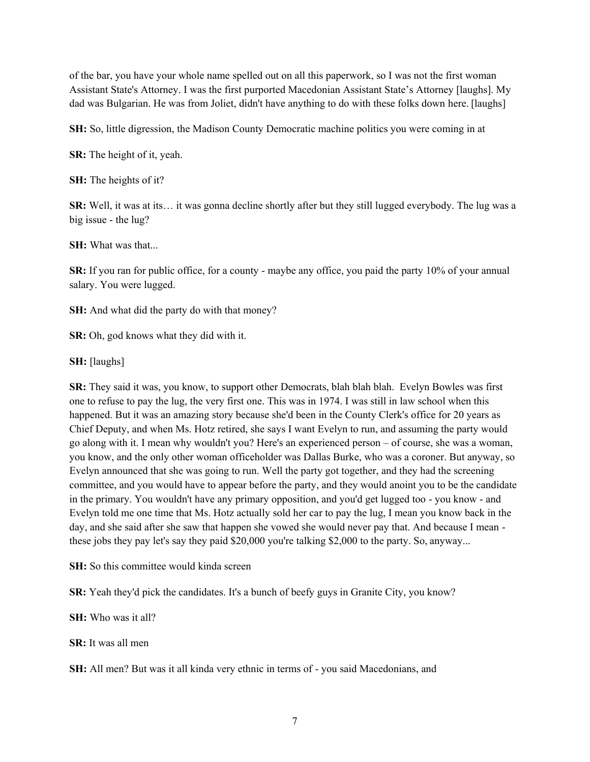of the bar, you have your whole name spelled out on all this paperwork, so I was not the first woman Assistant State's Attorney. I was the first purported Macedonian Assistant State's Attorney [laughs]. My dad was Bulgarian. He was from Joliet, didn't have anything to do with these folks down here. [laughs]

**SH:** So, little digression, the Madison County Democratic machine politics you were coming in at

**SR:** The height of it, yeah.

**SH:** The heights of it?

**SR:** Well, it was at its… it was gonna decline shortly after but they still lugged everybody. The lug was a big issue - the lug?

**SH:** What was that...

**SR:** If you ran for public office, for a county - maybe any office, you paid the party 10% of your annual salary. You were lugged.

**SH:** And what did the party do with that money?

**SR:** Oh, god knows what they did with it.

**SH:** [laughs]

**SR:** They said it was, you know, to support other Democrats, blah blah blah. Evelyn Bowles was first one to refuse to pay the lug, the very first one. This was in 1974. I was still in law school when this happened. But it was an amazing story because she'd been in the County Clerk's office for 20 years as Chief Deputy, and when Ms. Hotz retired, she says I want Evelyn to run, and assuming the party would go along with it. I mean why wouldn't you? Here's an experienced person – of course, she was a woman, you know, and the only other woman officeholder was Dallas Burke, who was a coroner. But anyway, so Evelyn announced that she was going to run. Well the party got together, and they had the screening committee, and you would have to appear before the party, and they would anoint you to be the candidate in the primary. You wouldn't have any primary opposition, and you'd get lugged too - you know - and Evelyn told me one time that Ms. Hotz actually sold her car to pay the lug, I mean you know back in the day, and she said after she saw that happen she vowed she would never pay that. And because I mean - these jobs they pay let's say they paid $20,000 you're talking $2,000 to the party. So, anyway...

**SH:** So this committee would kinda screen

**SR:** Yeah they'd pick the candidates. It's a bunch of beefy guys in Granite City, you know?

**SH:** Who was it all?

**SR:** It was all men

**SH:** All men? But was it all kinda very ethnic in terms of - you said Macedonians, and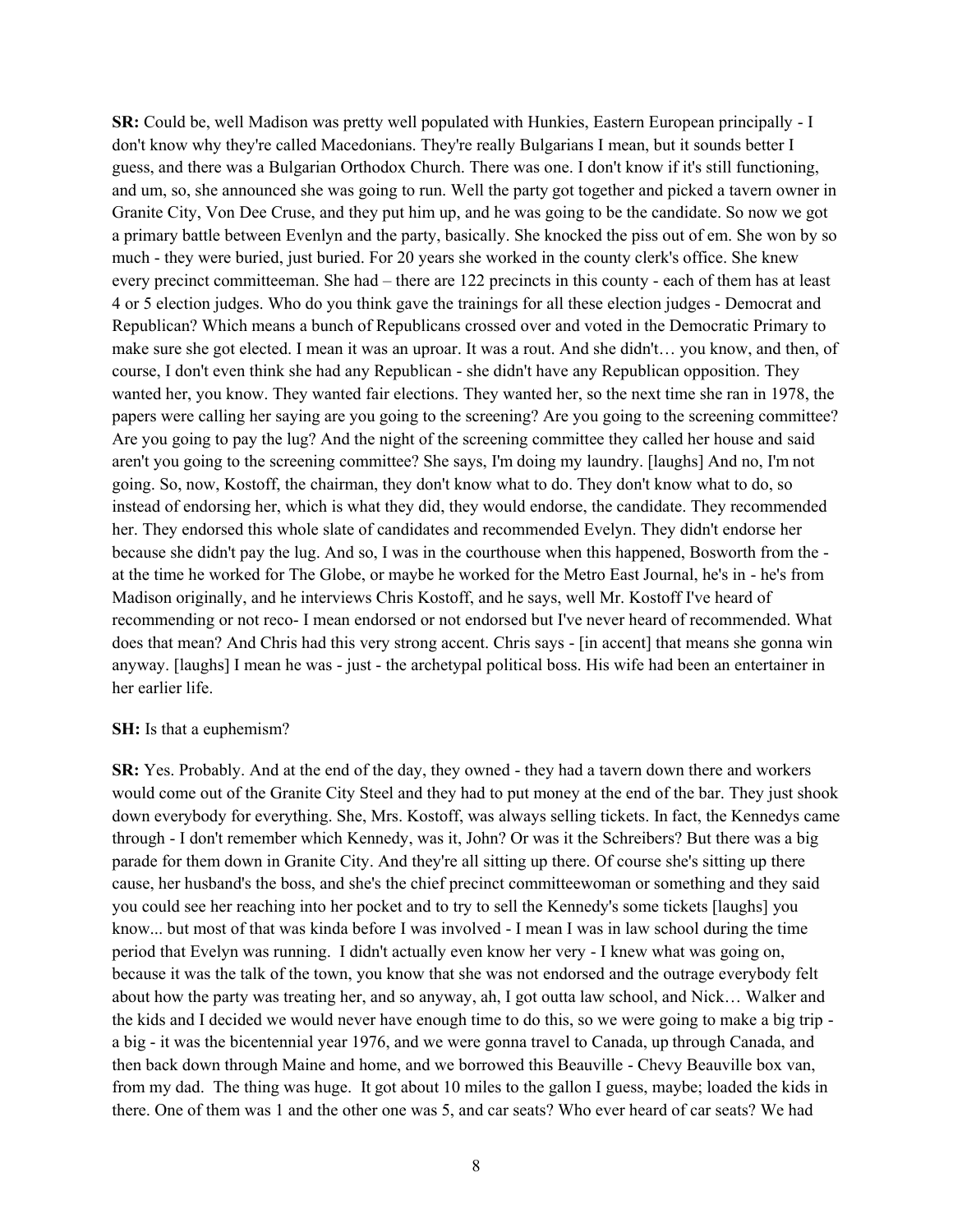**SR:** Could be, well Madison was pretty well populated with Hunkies, Eastern European principally - I don't know why they're called Macedonians. They're really Bulgarians I mean, but it sounds better I guess, and there was a Bulgarian Orthodox Church. There was one. I don't know if it's still functioning, and um, so, she announced she was going to run. Well the party got together and picked a tavern owner in Granite City, Von Dee Cruse, and they put him up, and he was going to be the candidate. So now we got a primary battle between Evenlyn and the party, basically. She knocked the piss out of em. She won by so much - they were buried, just buried. For 20 years she worked in the county clerk's office. She knew every precinct committeeman. She had – there are 122 precincts in this county - each of them has at least 4 or 5 election judges. Who do you think gave the trainings for all these election judges - Democrat and Republican? Which means a bunch of Republicans crossed over and voted in the Democratic Primary to make sure she got elected. I mean it was an uproar. It was a rout. And she didn't… you know, and then, of course, I don't even think she had any Republican - she didn't have any Republican opposition. They wanted her, you know. They wanted fair elections. They wanted her, so the next time she ran in 1978, the papers were calling her saying are you going to the screening? Are you going to the screening committee? Are you going to pay the lug? And the night of the screening committee they called her house and said aren't you going to the screening committee? She says, I'm doing my laundry. [laughs] And no, I'm not going. So, now, Kostoff, the chairman, they don't know what to do. They don't know what to do, so instead of endorsing her, which is what they did, they would endorse, the candidate. They recommended her. They endorsed this whole slate of candidates and recommended Evelyn. They didn't endorse her because she didn't pay the lug. And so, I was in the courthouse when this happened, Bosworth from the - at the time he worked for The Globe, or maybe he worked for the Metro East Journal, he's in - he's from Madison originally, and he interviews Chris Kostoff, and he says, well Mr. Kostoff I've heard of recommending or not reco- I mean endorsed or not endorsed but I've never heard of recommended. What does that mean? And Chris had this very strong accent. Chris says - [in accent] that means she gonna win anyway. [laughs] I mean he was - just - the archetypal political boss. His wife had been an entertainer in her earlier life.

**SH:** Is that a euphemism?

**SR:** Yes. Probably. And at the end of the day, they owned - they had a tavern down there and workers would come out of the Granite City Steel and they had to put money at the end of the bar. They just shook down everybody for everything. She, Mrs. Kostoff, was always selling tickets. In fact, the Kennedys came through - I don't remember which Kennedy, was it, John? Or was it the Schreibers? But there was a big parade for them down in Granite City. And they're all sitting up there. Of course she's sitting up there cause, her husband's the boss, and she's the chief precinct committeewoman or something and they said you could see her reaching into her pocket and to try to sell the Kennedy's some tickets [laughs] you know... but most of that was kinda before I was involved - I mean I was in law school during the time period that Evelyn was running. I didn't actually even know her very - I knew what was going on, because it was the talk of the town, you know that she was not endorsed and the outrage everybody felt about how the party was treating her, and so anyway, ah, I got outta law school, and Nick… Walker and the kids and I decided we would never have enough time to do this, so we were going to make a big trip - a big - it was the bicentennial year 1976, and we were gonna travel to Canada, up through Canada, and then back down through Maine and home, and we borrowed this Beauville - Chevy Beauville box van, from my dad. The thing was huge. It got about 10 miles to the gallon I guess, maybe; loaded the kids in there. One of them was 1 and the other one was 5, and car seats? Who ever heard of car seats? We had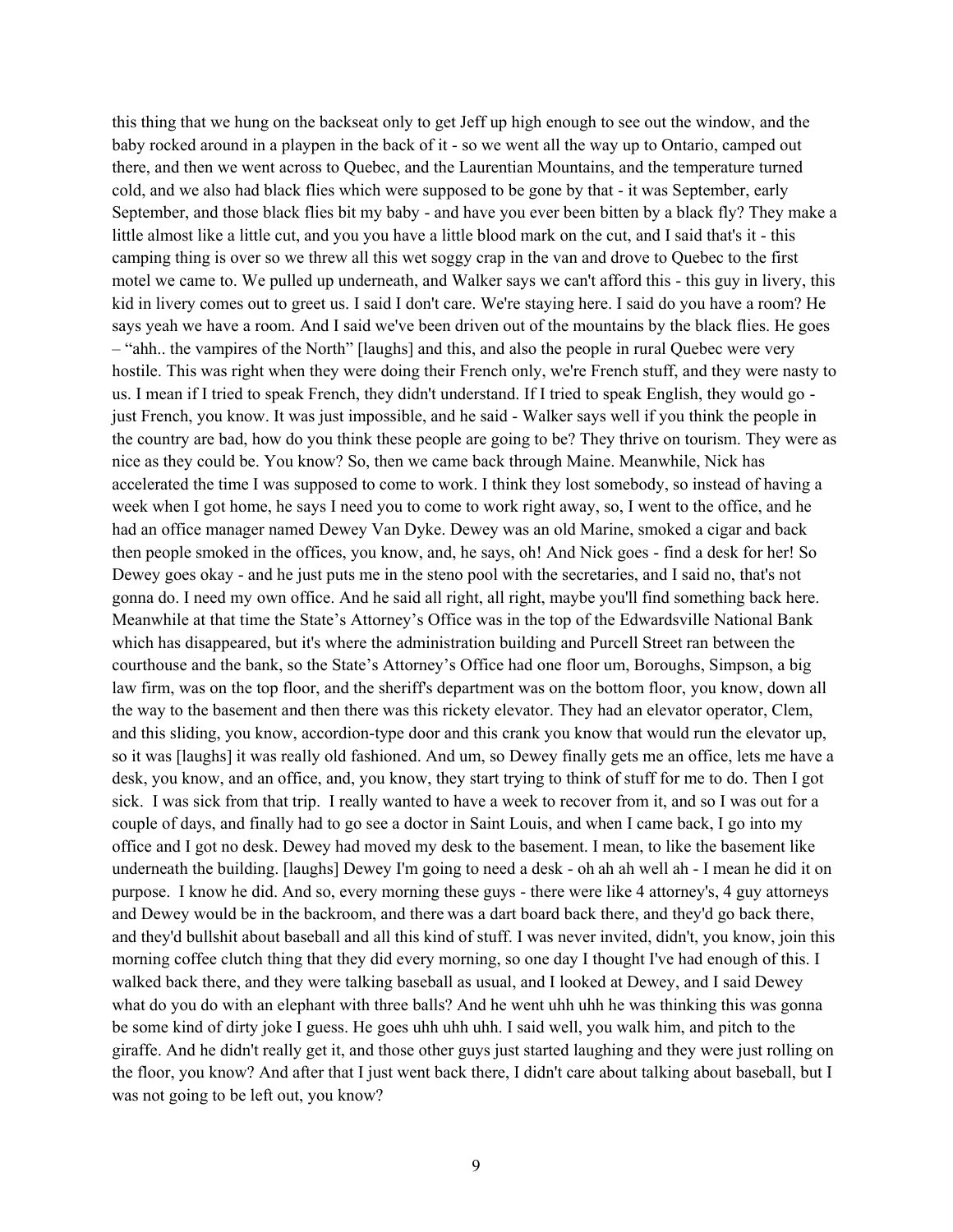this thing that we hung on the backseat only to get Jeff up high enough to see out the window, and the baby rocked around in a playpen in the back of it - so we went all the way up to Ontario, camped out there, and then we went across to Quebec, and the Laurentian Mountains, and the temperature turned cold, and we also had black flies which were supposed to be gone by that - it was September, early September, and those black flies bit my baby - and have you ever been bitten by a black fly? They make a little almost like a little cut, and you you have a little blood mark on the cut, and I said that's it - this camping thing is over so we threw all this wet soggy crap in the van and drove to Quebec to the first motel we came to. We pulled up underneath, and Walker says we can't afford this - this guy in livery, this kid in livery comes out to greet us. I said I don't care. We're staying here. I said do you have a room? He says yeah we have a room. And I said we've been driven out of the mountains by the black flies. He goes – "ahh.. the vampires of the North" [laughs] and this, and also the people in rural Quebec were very hostile. This was right when they were doing their French only, we're French stuff, and they were nasty to us. I mean if I tried to speak French, they didn't understand. If I tried to speak English, they would go - just French, you know. It was just impossible, and he said - Walker says well if you think the people in the country are bad, how do you think these people are going to be? They thrive on tourism. They were as nice as they could be. You know? So, then we came back through Maine. Meanwhile, Nick has accelerated the time I was supposed to come to work. I think they lost somebody, so instead of having a week when I got home, he says I need you to come to work right away, so, I went to the office, and he had an office manager named Dewey Van Dyke. Dewey was an old Marine, smoked a cigar and back then people smoked in the offices, you know, and, he says, oh! And Nick goes - find a desk for her! So Dewey goes okay - and he just puts me in the steno pool with the secretaries, and I said no, that's not gonna do. I need my own office. And he said all right, all right, maybe you'll find something back here. Meanwhile at that time the State's Attorney's Office was in the top of the Edwardsville National Bank which has disappeared, but it's where the administration building and Purcell Street ran between the courthouse and the bank, so the State's Attorney's Office had one floor um, Boroughs, Simpson, a big law firm, was on the top floor, and the sheriff's department was on the bottom floor, you know, down all the way to the basement and then there was this rickety elevator. They had an elevator operator, Clem, and this sliding, you know, accordion-type door and this crank you know that would run the elevator up, so it was [laughs] it was really old fashioned. And um, so Dewey finally gets me an office, lets me have a desk, you know, and an office, and, you know, they start trying to think of stuff for me to do. Then I got sick. I was sick from that trip. I really wanted to have a week to recover from it, and so I was out for a couple of days, and finally had to go see a doctor in Saint Louis, and when I came back, I go into my office and I got no desk. Dewey had moved my desk to the basement. I mean, to like the basement like underneath the building. [laughs] Dewey I'm going to need a desk - oh ah ah well ah - I mean he did it on purpose. I know he did. And so, every morning these guys - there were like 4 attorney's, 4 guy attorneys and Dewey would be in the backroom, and there was a dart board back there, and they'd go back there, and they'd bullshit about baseball and all this kind of stuff. I was never invited, didn't, you know, join this morning coffee clutch thing that they did every morning, so one day I thought I've had enough of this. I walked back there, and they were talking baseball as usual, and I looked at Dewey, and I said Dewey what do you do with an elephant with three balls? And he went uhh uhh he was thinking this was gonna be some kind of dirty joke I guess. He goes uhh uhh uhh. I said well, you walk him, and pitch to the giraffe. And he didn't really get it, and those other guys just started laughing and they were just rolling on the floor, you know? And after that I just went back there, I didn't care about talking about baseball, but I was not going to be left out, you know?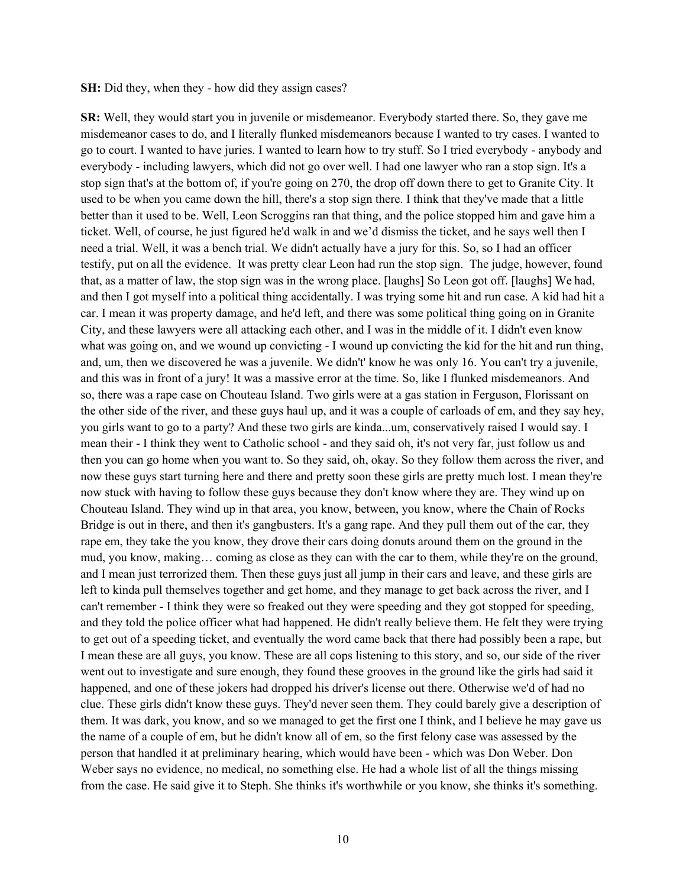**SH:** Did they, when they - how did they assign cases?

**SR:** Well, they would start you in juvenile or misdemeanor. Everybody started there. So, they gave me misdemeanor cases to do, and I literally flunked misdemeanors because I wanted to try cases. I wanted to go to court. I wanted to have juries. I wanted to learn how to try stuff. So I tried everybody - anybody and everybody - including lawyers, which did not go over well. I had one lawyer who ran a stop sign. It's a stop sign that's at the bottom of, if you're going on 270, the drop off down there to get to Granite City. It used to be when you came down the hill, there's a stop sign there. I think that they've made that a little better than it used to be. Well, Leon Scroggins ran that thing, and the police stopped him and gave him a ticket. Well, of course, he just figured he'd walk in and we'd dismiss the ticket, and he says well then I need a trial. Well, it was a bench trial. We didn't actually have a jury for this. So, so I had an officer testify, put on all the evidence. It was pretty clear Leon had run the stop sign. The judge, however, found that, as a matter of law, the stop sign was in the wrong place. [laughs] So Leon got off. [laughs] We had, and then I got myself into a political thing accidentally. I was trying some hit and run case. A kid had hit a car. I mean it was property damage, and he'd left, and there was some political thing going on in Granite City, and these lawyers were all attacking each other, and I was in the middle of it. I didn't even know what was going on, and we wound up convicting - I wound up convicting the kid for the hit and run thing, and, um, then we discovered he was a juvenile. We didn't' know he was only 16. You can't try a juvenile, and this was in front of a jury! It was a massive error at the time. So, like I flunked misdemeanors. And so, there was a rape case on Chouteau Island. Two girls were at a gas station in Ferguson, Florissant on the other side of the river, and these guys haul up, and it was a couple of carloads of em, and they say hey, you girls want to go to a party? And these two girls are kinda...um, conservatively raised I would say. I mean their - I think they went to Catholic school - and they said oh, it's not very far, just follow us and then you can go home when you want to. So they said, oh, okay. So they follow them across the river, and now these guys start turning here and there and pretty soon these girls are pretty much lost. I mean they're now stuck with having to follow these guys because they don't know where they are. They wind up on Chouteau Island. They wind up in that area, you know, between, you know, where the Chain of Rocks Bridge is out in there, and then it's gangbusters. It's a gang rape. And they pull them out of the car, they rape em, they take the you know, they drove their cars doing donuts around them on the ground in the mud, you know, making… coming as close as they can with the car to them, while they're on the ground, and I mean just terrorized them. Then these guys just all jump in their cars and leave, and these girls are left to kinda pull themselves together and get home, and they manage to get back across the river, and I can't remember - I think they were so freaked out they were speeding and they got stopped for speeding, and they told the police officer what had happened. He didn't really believe them. He felt they were trying to get out of a speeding ticket, and eventually the word came back that there had possibly been a rape, but I mean these are all guys, you know. These are all cops listening to this story, and so, our side of the river went out to investigate and sure enough, they found these grooves in the ground like the girls had said it happened, and one of these jokers had dropped his driver's license out there. Otherwise we'd of had no clue. These girls didn't know these guys. They'd never seen them. They could barely give a description of them. It was dark, you know, and so we managed to get the first one I think, and I believe he may gave us the name of a couple of em, but he didn't know all of em, so the first felony case was assessed by the person that handled it at preliminary hearing, which would have been - which was Don Weber. Don Weber says no evidence, no medical, no something else. He had a whole list of all the things missing from the case. He said give it to Steph. She thinks it's worthwhile or you know, she thinks it's something.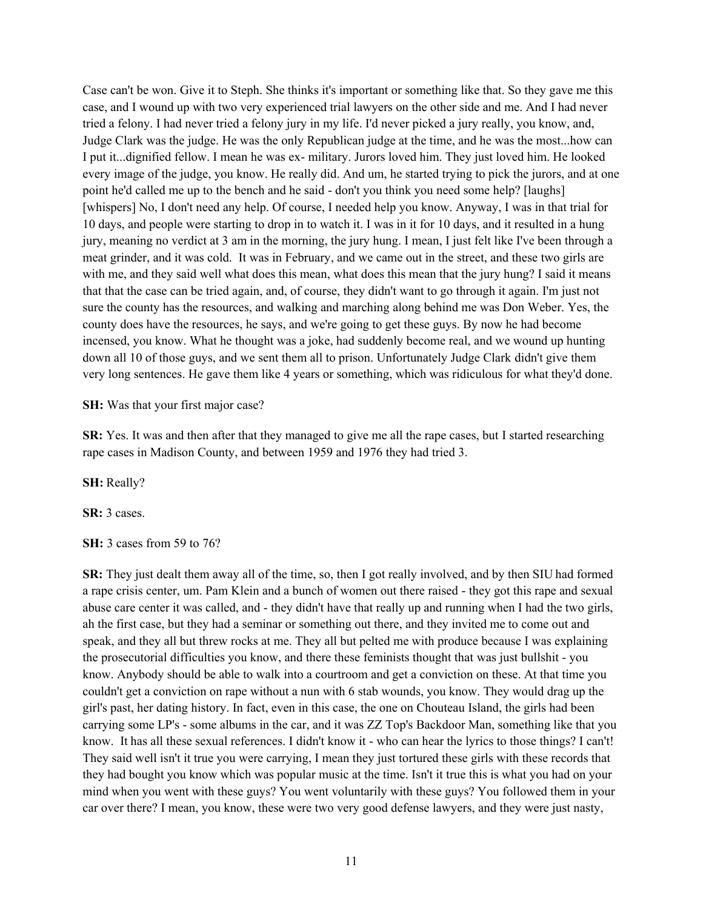Case can't be won. Give it to Steph. She thinks it's important or something like that. So they gave me this case, and I wound up with two very experienced trial lawyers on the other side and me. And I had never tried a felony. I had never tried a felony jury in my life. I'd never picked a jury really, you know, and, Judge Clark was the judge. He was the only Republican judge at the time, and he was the most...how can I put it...dignified fellow. I mean he was ex- military. Jurors loved him. They just loved him. He looked every image of the judge, you know. He really did. And um, he started trying to pick the jurors, and at one point he'd called me up to the bench and he said - don't you think you need some help? [laughs] [whispers] No, I don't need any help. Of course, I needed help you know. Anyway, I was in that trial for 10 days, and people were starting to drop in to watch it. I was in it for 10 days, and it resulted in a hung jury, meaning no verdict at 3 am in the morning, the jury hung. I mean, I just felt like I've been through a meat grinder, and it was cold. It was in February, and we came out in the street, and these two girls are with me, and they said well what does this mean, what does this mean that the jury hung? I said it means that that the case can be tried again, and, of course, they didn't want to go through it again. I'm just not sure the county has the resources, and walking and marching along behind me was Don Weber. Yes, the county does have the resources, he says, and we're going to get these guys. By now he had become incensed, you know. What he thought was a joke, had suddenly become real, and we wound up hunting down all 10 of those guys, and we sent them all to prison. Unfortunately Judge Clark didn't give them very long sentences. He gave them like 4 years or something, which was ridiculous for what they'd done.

**SH:** Was that your first major case?

**SR:** Yes. It was and then after that they managed to give me all the rape cases, but I started researching rape cases in Madison County, and between 1959 and 1976 they had tried 3.

**SH:** Really?

**SR:** 3 cases.

**SH:** 3 cases from 59 to 76?

**SR:** They just dealt them away all of the time, so, then I got really involved, and by then SIU had formed a rape crisis center, um. Pam Klein and a bunch of women out there raised - they got this rape and sexual abuse care center it was called, and - they didn't have that really up and running when I had the two girls, ah the first case, but they had a seminar or something out there, and they invited me to come out and speak, and they all but threw rocks at me. They all but pelted me with produce because I was explaining the prosecutorial difficulties you know, and there these feminists thought that was just bullshit - you know. Anybody should be able to walk into a courtroom and get a conviction on these. At that time you couldn't get a conviction on rape without a nun with 6 stab wounds, you know. They would drag up the girl's past, her dating history. In fact, even in this case, the one on Chouteau Island, the girls had been carrying some LP's - some albums in the car, and it was ZZ Top's Backdoor Man, something like that you know. It has all these sexual references. I didn't know it - who can hear the lyrics to those things? I can't! They said well isn't it true you were carrying, I mean they just tortured these girls with these records that they had bought you know which was popular music at the time. Isn't it true this is what you had on your mind when you went with these guys? You went voluntarily with these guys? You followed them in your car over there? I mean, you know, these were two very good defense lawyers, and they were just nasty,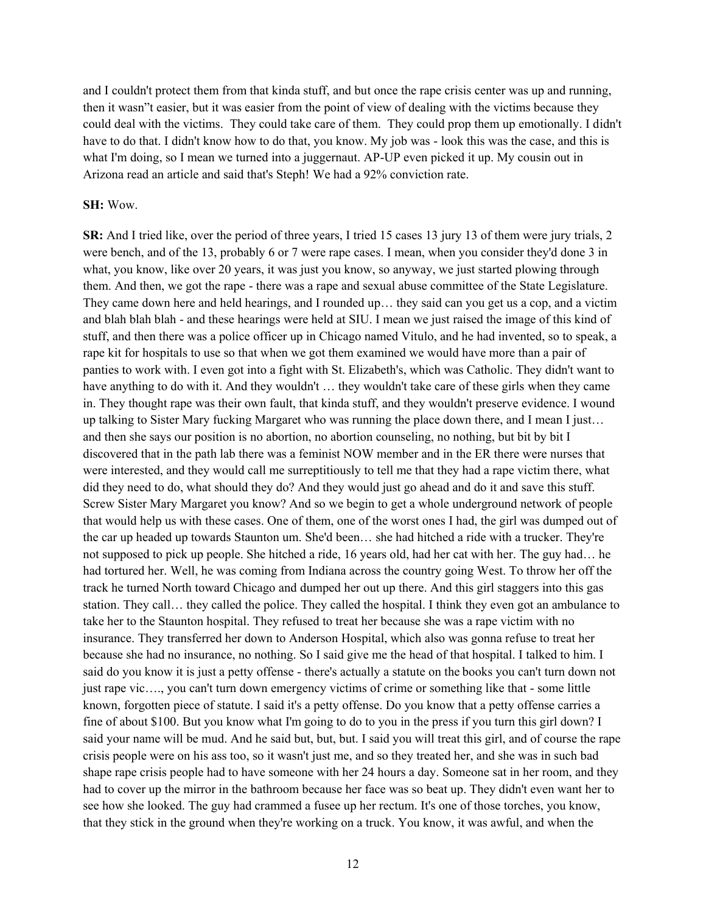and I couldn't protect them from that kinda stuff, and but once the rape crisis center was up and running, then it wasn"t easier, but it was easier from the point of view of dealing with the victims because they could deal with the victims. They could take care of them. They could prop them up emotionally. I didn't have to do that. I didn't know how to do that, you know. My job was - look this was the case, and this is what I'm doing, so I mean we turned into a juggernaut. AP-UP even picked it up. My cousin out in Arizona read an article and said that's Steph! We had a 92% conviction rate.

**SH:** Wow.

**SR:** And I tried like, over the period of three years, I tried 15 cases 13 jury 13 of them were jury trials, 2 were bench, and of the 13, probably 6 or 7 were rape cases. I mean, when you consider they'd done 3 in what, you know, like over 20 years, it was just you know, so anyway, we just started plowing through them. And then, we got the rape - there was a rape and sexual abuse committee of the State Legislature. They came down here and held hearings, and I rounded up… they said can you get us a cop, and a victim and blah blah blah - and these hearings were held at SIU. I mean we just raised the image of this kind of stuff, and then there was a police officer up in Chicago named Vitulo, and he had invented, so to speak, a rape kit for hospitals to use so that when we got them examined we would have more than a pair of panties to work with. I even got into a fight with St. Elizabeth's, which was Catholic. They didn't want to have anything to do with it. And they wouldn't … they wouldn't take care of these girls when they came in. They thought rape was their own fault, that kinda stuff, and they wouldn't preserve evidence. I wound up talking to Sister Mary fucking Margaret who was running the place down there, and I mean I just… and then she says our position is no abortion, no abortion counseling, no nothing, but bit by bit I discovered that in the path lab there was a feminist NOW member and in the ER there were nurses that were interested, and they would call me surreptitiously to tell me that they had a rape victim there, what did they need to do, what should they do? And they would just go ahead and do it and save this stuff. Screw Sister Mary Margaret you know? And so we begin to get a whole underground network of people that would help us with these cases. One of them, one of the worst ones I had, the girl was dumped out of the car up headed up towards Staunton um. She'd been… she had hitched a ride with a trucker. They're not supposed to pick up people. She hitched a ride, 16 years old, had her cat with her. The guy had… he had tortured her. Well, he was coming from Indiana across the country going West. To throw her off the track he turned North toward Chicago and dumped her out up there. And this girl staggers into this gas station. They call… they called the police. They called the hospital. I think they even got an ambulance to take her to the Staunton hospital. They refused to treat her because she was a rape victim with no insurance. They transferred her down to Anderson Hospital, which also was gonna refuse to treat her because she had no insurance, no nothing. So I said give me the head of that hospital. I talked to him. I said do you know it is just a petty offense - there's actually a statute on the books you can't turn down not just rape vic…., you can't turn down emergency victims of crime or something like that - some little known, forgotten piece of statute. I said it's a petty offense. Do you know that a petty offense carries a fine of about $100. But you know what I'm going to do to you in the press if you turn this girl down? I said your name will be mud. And he said but, but, but. I said you will treat this girl, and of course the rape crisis people were on his ass too, so it wasn't just me, and so they treated her, and she was in such bad shape rape crisis people had to have someone with her 24 hours a day. Someone sat in her room, and they had to cover up the mirror in the bathroom because her face was so beat up. They didn't even want her to see how she looked. The guy had crammed a fusee up her rectum. It's one of those torches, you know, that they stick in the ground when they're working on a truck. You know, it was awful, and when the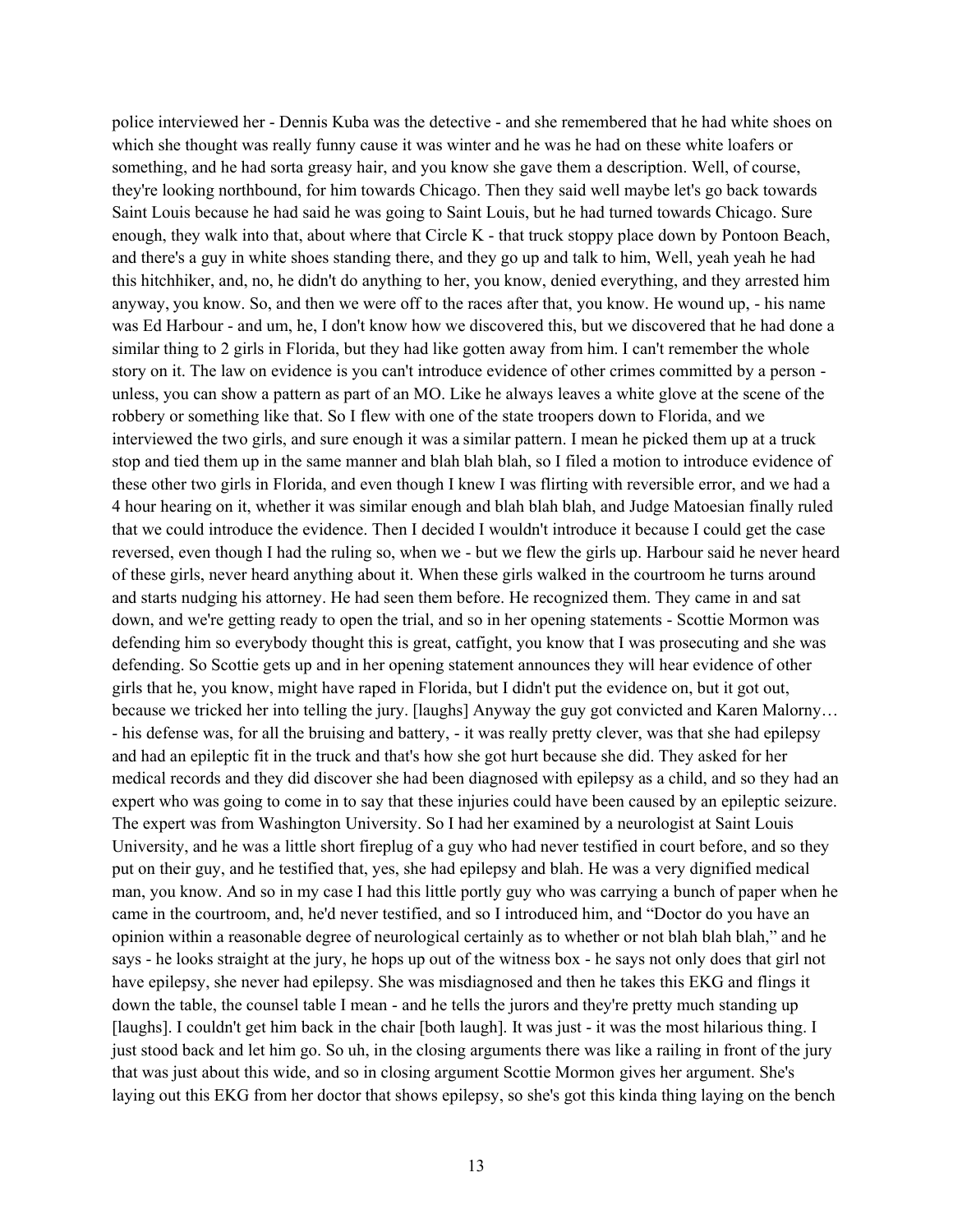police interviewed her - Dennis Kuba was the detective - and she remembered that he had white shoes on which she thought was really funny cause it was winter and he was he had on these white loafers or something, and he had sorta greasy hair, and you know she gave them a description. Well, of course, they're looking northbound, for him towards Chicago. Then they said well maybe let's go back towards Saint Louis because he had said he was going to Saint Louis, but he had turned towards Chicago. Sure enough, they walk into that, about where that Circle K - that truck stoppy place down by Pontoon Beach, and there's a guy in white shoes standing there, and they go up and talk to him, Well, yeah yeah he had this hitchhiker, and, no, he didn't do anything to her, you know, denied everything, and they arrested him anyway, you know. So, and then we were off to the races after that, you know. He wound up, - his name was Ed Harbour - and um, he, I don't know how we discovered this, but we discovered that he had done a similar thing to 2 girls in Florida, but they had like gotten away from him. I can't remember the whole story on it. The law on evidence is you can't introduce evidence of other crimes committed by a person - unless, you can show a pattern as part of an MO. Like he always leaves a white glove at the scene of the robbery or something like that. So I flew with one of the state troopers down to Florida, and we interviewed the two girls, and sure enough it was a similar pattern. I mean he picked them up at a truck stop and tied them up in the same manner and blah blah blah, so I filed a motion to introduce evidence of these other two girls in Florida, and even though I knew I was flirting with reversible error, and we had a 4 hour hearing on it, whether it was similar enough and blah blah blah, and Judge Matoesian finally ruled that we could introduce the evidence. Then I decided I wouldn't introduce it because I could get the case reversed, even though I had the ruling so, when we - but we flew the girls up. Harbour said he never heard of these girls, never heard anything about it. When these girls walked in the courtroom he turns around and starts nudging his attorney. He had seen them before. He recognized them. They came in and sat down, and we're getting ready to open the trial, and so in her opening statements - Scottie Mormon was defending him so everybody thought this is great, catfight, you know that I was prosecuting and she was defending. So Scottie gets up and in her opening statement announces they will hear evidence of other girls that he, you know, might have raped in Florida, but I didn't put the evidence on, but it got out, because we tricked her into telling the jury. [laughs] Anyway the guy got convicted and Karen Malorny… - his defense was, for all the bruising and battery, - it was really pretty clever, was that she had epilepsy and had an epileptic fit in the truck and that's how she got hurt because she did. They asked for her medical records and they did discover she had been diagnosed with epilepsy as a child, and so they had an expert who was going to come in to say that these injuries could have been caused by an epileptic seizure. The expert was from Washington University. So I had her examined by a neurologist at Saint Louis University, and he was a little short fireplug of a guy who had never testified in court before, and so they put on their guy, and he testified that, yes, she had epilepsy and blah. He was a very dignified medical man, you know. And so in my case I had this little portly guy who was carrying a bunch of paper when he came in the courtroom, and, he'd never testified, and so I introduced him, and "Doctor do you have an opinion within a reasonable degree of neurological certainly as to whether or not blah blah blah," and he says - he looks straight at the jury, he hops up out of the witness box - he says not only does that girl not have epilepsy, she never had epilepsy. She was misdiagnosed and then he takes this EKG and flings it down the table, the counsel table I mean - and he tells the jurors and they're pretty much standing up [laughs]. I couldn't get him back in the chair [both laugh]. It was just - it was the most hilarious thing. I just stood back and let him go. So uh, in the closing arguments there was like a railing in front of the jury that was just about this wide, and so in closing argument Scottie Mormon gives her argument. She's laying out this EKG from her doctor that shows epilepsy, so she's got this kinda thing laying on the bench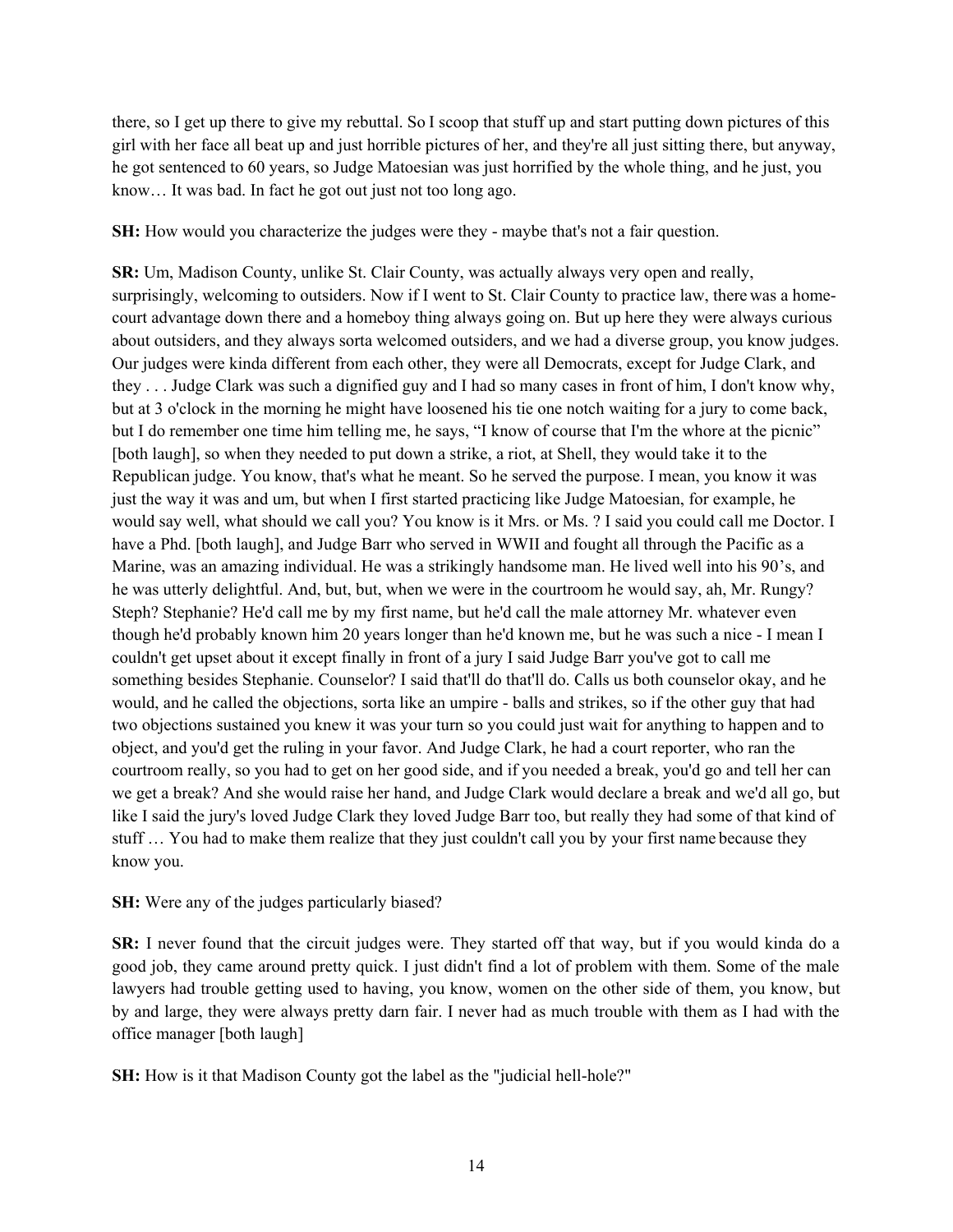there, so I get up there to give my rebuttal. So I scoop that stuff up and start putting down pictures of this girl with her face all beat up and just horrible pictures of her, and they're all just sitting there, but anyway, he got sentenced to 60 years, so Judge Matoesian was just horrified by the whole thing, and he just, you know… It was bad. In fact he got out just not too long ago.

**SH:** How would you characterize the judges were they - maybe that's not a fair question.

**SR:** Um, Madison County, unlike St. Clair County, was actually always very open and really, surprisingly, welcoming to outsiders. Now if I went to St. Clair County to practice law, there was a home-court advantage down there and a homeboy thing always going on. But up here they were always curious about outsiders, and they always sorta welcomed outsiders, and we had a diverse group, you know judges. Our judges were kinda different from each other, they were all Democrats, except for Judge Clark, and they . . . Judge Clark was such a dignified guy and I had so many cases in front of him, I don't know why, but at 3 o'clock in the morning he might have loosened his tie one notch waiting for a jury to come back, but I do remember one time him telling me, he says, "I know of course that I'm the whore at the picnic" [both laugh], so when they needed to put down a strike, a riot, at Shell, they would take it to the Republican judge. You know, that's what he meant. So he served the purpose. I mean, you know it was just the way it was and um, but when I first started practicing like Judge Matoesian, for example, he would say well, what should we call you? You know is it Mrs. or Ms. ? I said you could call me Doctor. I have a Phd. [both laugh], and Judge Barr who served in WWII and fought all through the Pacific as a Marine, was an amazing individual. He was a strikingly handsome man. He lived well into his 90's, and he was utterly delightful. And, but, but, when we were in the courtroom he would say, ah, Mr. Rungy? Steph? Stephanie? He'd call me by my first name, but he'd call the male attorney Mr. whatever even though he'd probably known him 20 years longer than he'd known me, but he was such a nice - I mean I couldn't get upset about it except finally in front of a jury I said Judge Barr you've got to call me something besides Stephanie. Counselor? I said that'll do that'll do. Calls us both counselor okay, and he would, and he called the objections, sorta like an umpire - balls and strikes, so if the other guy that had two objections sustained you knew it was your turn so you could just wait for anything to happen and to object, and you'd get the ruling in your favor. And Judge Clark, he had a court reporter, who ran the courtroom really, so you had to get on her good side, and if you needed a break, you'd go and tell her can we get a break? And she would raise her hand, and Judge Clark would declare a break and we'd all go, but like I said the jury's loved Judge Clark they loved Judge Barr too, but really they had some of that kind of stuff … You had to make them realize that they just couldn't call you by your first name because they know you.

**SH:** Were any of the judges particularly biased?

**SR:** I never found that the circuit judges were. They started off that way, but if you would kinda do a good job, they came around pretty quick. I just didn't find a lot of problem with them. Some of the male lawyers had trouble getting used to having, you know, women on the other side of them, you know, but by and large, they were always pretty darn fair. I never had as much trouble with them as I had with the office manager [both laugh]

**SH:** How is it that Madison County got the label as the "judicial hell-hole?"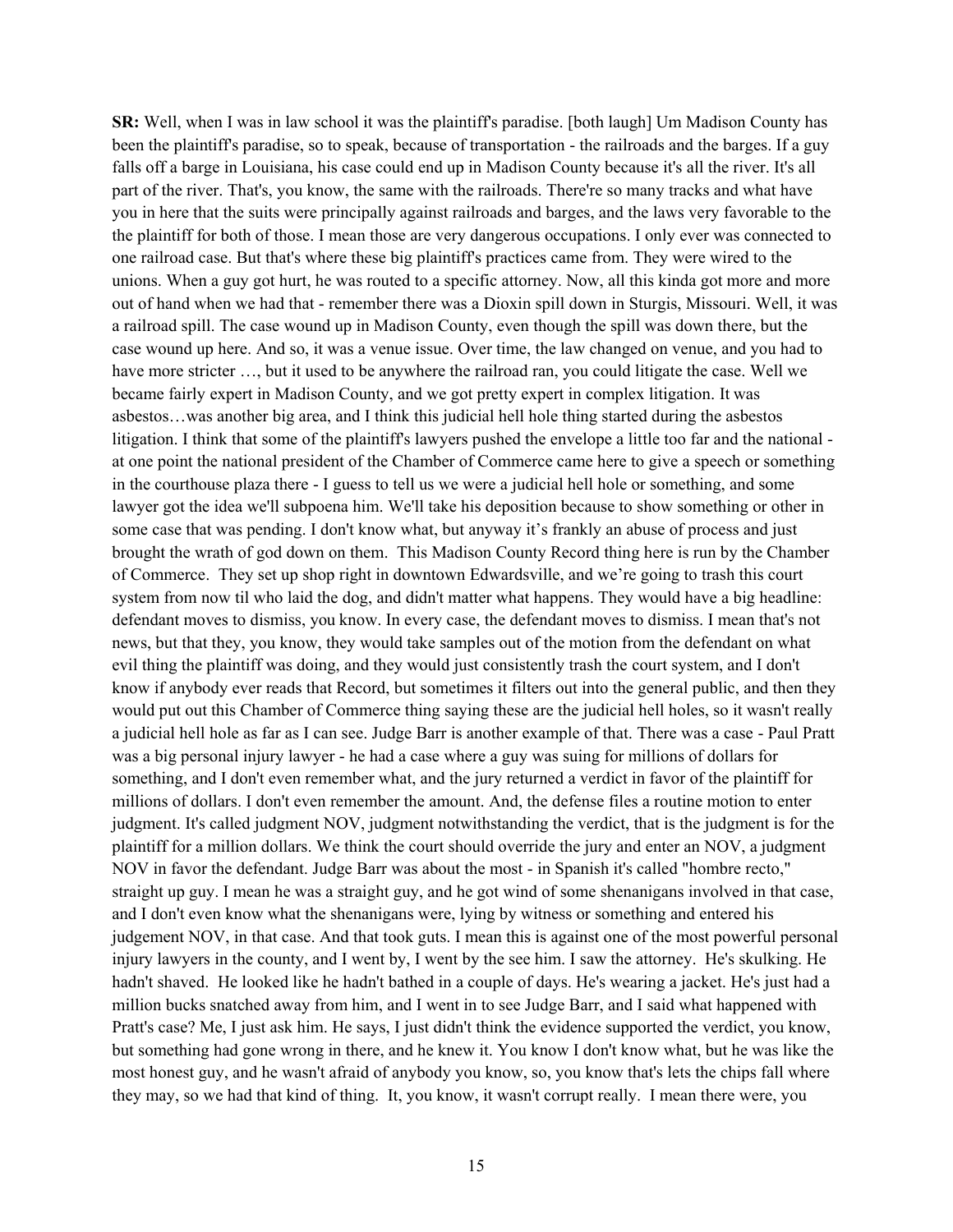**SR:** Well, when I was in law school it was the plaintiff's paradise. [both laugh] Um Madison County has been the plaintiff's paradise, so to speak, because of transportation - the railroads and the barges. If a guy falls off a barge in Louisiana, his case could end up in Madison County because it's all the river. It's all part of the river. That's, you know, the same with the railroads. There're so many tracks and what have you in here that the suits were principally against railroads and barges, and the laws very favorable to the the plaintiff for both of those. I mean those are very dangerous occupations. I only ever was connected to one railroad case. But that's where these big plaintiff's practices came from. They were wired to the unions. When a guy got hurt, he was routed to a specific attorney. Now, all this kinda got more and more out of hand when we had that - remember there was a Dioxin spill down in Sturgis, Missouri. Well, it was a railroad spill. The case wound up in Madison County, even though the spill was down there, but the case wound up here. And so, it was a venue issue. Over time, the law changed on venue, and you had to have more stricter …, but it used to be anywhere the railroad ran, you could litigate the case. Well we became fairly expert in Madison County, and we got pretty expert in complex litigation. It was asbestos…was another big area, and I think this judicial hell hole thing started during the asbestos litigation. I think that some of the plaintiff's lawyers pushed the envelope a little too far and the national - at one point the national president of the Chamber of Commerce came here to give a speech or something in the courthouse plaza there - I guess to tell us we were a judicial hell hole or something, and some lawyer got the idea we'll subpoena him. We'll take his deposition because to show something or other in some case that was pending. I don't know what, but anyway it's frankly an abuse of process and just brought the wrath of god down on them. This Madison County Record thing here is run by the Chamber of Commerce. They set up shop right in downtown Edwardsville, and we're going to trash this court system from now til who laid the dog, and didn't matter what happens. They would have a big headline: defendant moves to dismiss, you know. In every case, the defendant moves to dismiss. I mean that's not news, but that they, you know, they would take samples out of the motion from the defendant on what evil thing the plaintiff was doing, and they would just consistently trash the court system, and I don't know if anybody ever reads that Record, but sometimes it filters out into the general public, and then they would put out this Chamber of Commerce thing saying these are the judicial hell holes, so it wasn't really a judicial hell hole as far as I can see. Judge Barr is another example of that. There was a case - Paul Pratt was a big personal injury lawyer - he had a case where a guy was suing for millions of dollars for something, and I don't even remember what, and the jury returned a verdict in favor of the plaintiff for millions of dollars. I don't even remember the amount. And, the defense files a routine motion to enter judgment. It's called judgment NOV, judgment notwithstanding the verdict, that is the judgment is for the plaintiff for a million dollars. We think the court should override the jury and enter an NOV, a judgment NOV in favor the defendant. Judge Barr was about the most - in Spanish it's called "hombre recto," straight up guy. I mean he was a straight guy, and he got wind of some shenanigans involved in that case, and I don't even know what the shenanigans were, lying by witness or something and entered his judgement NOV, in that case. And that took guts. I mean this is against one of the most powerful personal injury lawyers in the county, and I went by, I went by the see him. I saw the attorney. He's skulking. He hadn't shaved. He looked like he hadn't bathed in a couple of days. He's wearing a jacket. He's just had a million bucks snatched away from him, and I went in to see Judge Barr, and I said what happened with Pratt's case? Me, I just ask him. He says, I just didn't think the evidence supported the verdict, you know, but something had gone wrong in there, and he knew it. You know I don't know what, but he was like the most honest guy, and he wasn't afraid of anybody you know, so, you know that's lets the chips fall where they may, so we had that kind of thing. It, you know, it wasn't corrupt really. I mean there were, you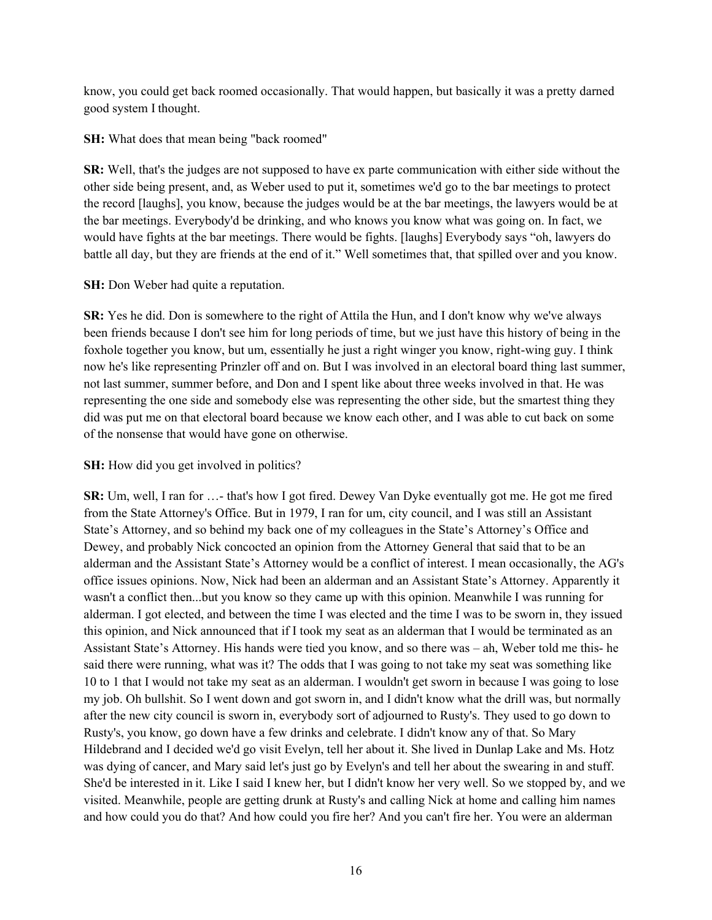know, you could get back roomed occasionally. That would happen, but basically it was a pretty darned good system I thought.

**SH:** What does that mean being "back roomed"

**SR:** Well, that's the judges are not supposed to have ex parte communication with either side without the other side being present, and, as Weber used to put it, sometimes we'd go to the bar meetings to protect the record [laughs], you know, because the judges would be at the bar meetings, the lawyers would be at the bar meetings. Everybody'd be drinking, and who knows you know what was going on. In fact, we would have fights at the bar meetings. There would be fights. [laughs] Everybody says "oh, lawyers do battle all day, but they are friends at the end of it." Well sometimes that, that spilled over and you know.

**SH:** Don Weber had quite a reputation.

**SR:** Yes he did. Don is somewhere to the right of Attila the Hun, and I don't know why we've always been friends because I don't see him for long periods of time, but we just have this history of being in the foxhole together you know, but um, essentially he just a right winger you know, right-wing guy. I think now he's like representing Prinzler off and on. But I was involved in an electoral board thing last summer, not last summer, summer before, and Don and I spent like about three weeks involved in that. He was representing the one side and somebody else was representing the other side, but the smartest thing they did was put me on that electoral board because we know each other, and I was able to cut back on some of the nonsense that would have gone on otherwise.

**SH:** How did you get involved in politics?

**SR:** Um, well, I ran for …- that's how I got fired. Dewey Van Dyke eventually got me. He got me fired from the State Attorney's Office. But in 1979, I ran for um, city council, and I was still an Assistant State's Attorney, and so behind my back one of my colleagues in the State's Attorney's Office and Dewey, and probably Nick concocted an opinion from the Attorney General that said that to be an alderman and the Assistant State's Attorney would be a conflict of interest. I mean occasionally, the AG's office issues opinions. Now, Nick had been an alderman and an Assistant State's Attorney. Apparently it wasn't a conflict then...but you know so they came up with this opinion. Meanwhile I was running for alderman. I got elected, and between the time I was elected and the time I was to be sworn in, they issued this opinion, and Nick announced that if I took my seat as an alderman that I would be terminated as an Assistant State's Attorney. His hands were tied you know, and so there was – ah, Weber told me this- he said there were running, what was it? The odds that I was going to not take my seat was something like 10 to 1 that I would not take my seat as an alderman. I wouldn't get sworn in because I was going to lose my job. Oh bullshit. So I went down and got sworn in, and I didn't know what the drill was, but normally after the new city council is sworn in, everybody sort of adjourned to Rusty's. They used to go down to Rusty's, you know, go down have a few drinks and celebrate. I didn't know any of that. So Mary Hildebrand and I decided we'd go visit Evelyn, tell her about it. She lived in Dunlap Lake and Ms. Hotz was dying of cancer, and Mary said let's just go by Evelyn's and tell her about the swearing in and stuff. She'd be interested in it. Like I said I knew her, but I didn't know her very well. So we stopped by, and we visited. Meanwhile, people are getting drunk at Rusty's and calling Nick at home and calling him names and how could you do that? And how could you fire her? And you can't fire her. You were an alderman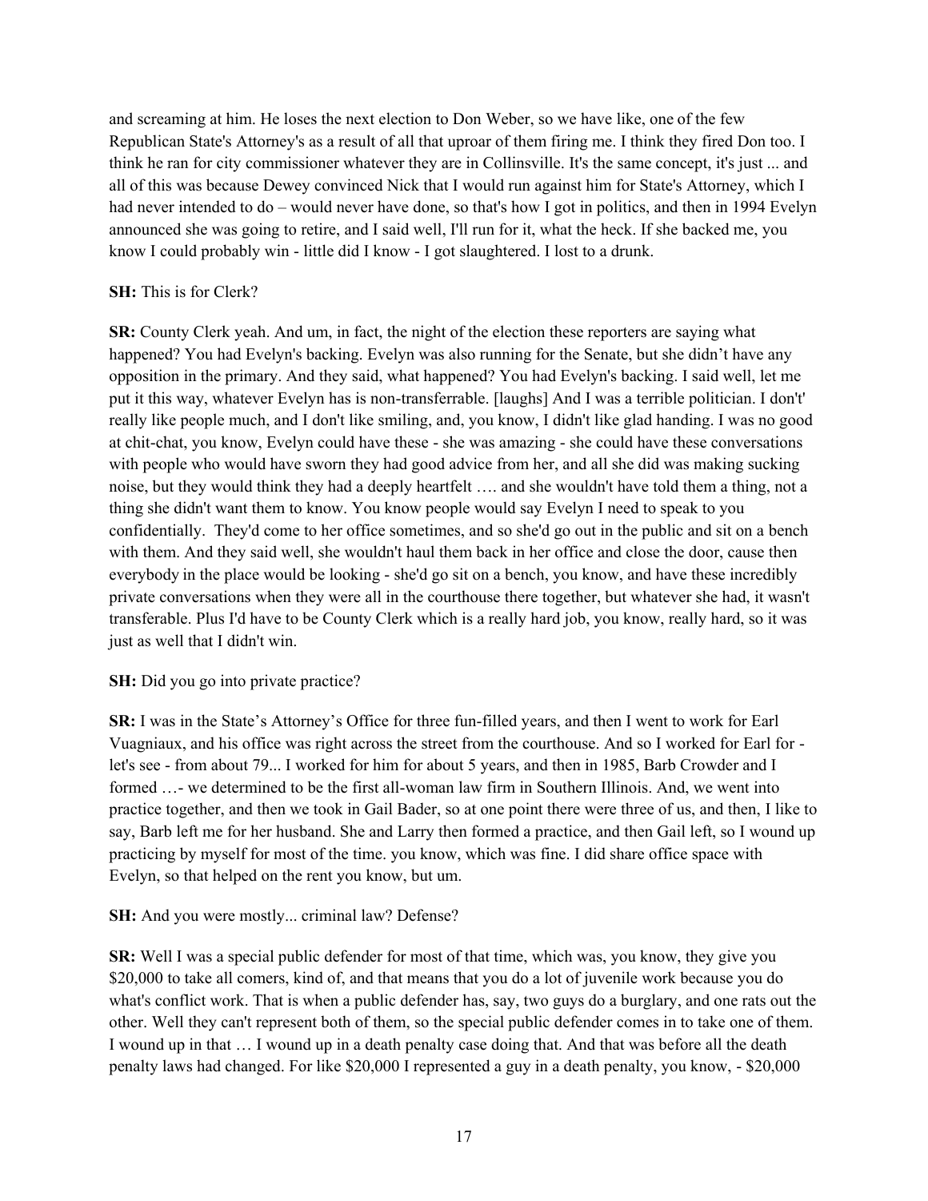and screaming at him. He loses the next election to Don Weber, so we have like, one of the few Republican State's Attorney's as a result of all that uproar of them firing me. I think they fired Don too. I think he ran for city commissioner whatever they are in Collinsville. It's the same concept, it's just ... and all of this was because Dewey convinced Nick that I would run against him for State's Attorney, which I had never intended to do – would never have done, so that's how I got in politics, and then in 1994 Evelyn announced she was going to retire, and I said well, I'll run for it, what the heck. If she backed me, you know I could probably win - little did I know - I got slaughtered. I lost to a drunk.

**SH:** This is for Clerk?

**SR:** County Clerk yeah. And um, in fact, the night of the election these reporters are saying what happened? You had Evelyn's backing. Evelyn was also running for the Senate, but she didn't have any opposition in the primary. And they said, what happened? You had Evelyn's backing. I said well, let me put it this way, whatever Evelyn has is non-transferrable. [laughs] And I was a terrible politician. I don't' really like people much, and I don't like smiling, and, you know, I didn't like glad handing. I was no good at chit-chat, you know, Evelyn could have these - she was amazing - she could have these conversations with people who would have sworn they had good advice from her, and all she did was making sucking noise, but they would think they had a deeply heartfelt …. and she wouldn't have told them a thing, not a thing she didn't want them to know. You know people would say Evelyn I need to speak to you confidentially. They'd come to her office sometimes, and so she'd go out in the public and sit on a bench with them. And they said well, she wouldn't haul them back in her office and close the door, cause then everybody in the place would be looking - she'd go sit on a bench, you know, and have these incredibly private conversations when they were all in the courthouse there together, but whatever she had, it wasn't transferable. Plus I'd have to be County Clerk which is a really hard job, you know, really hard, so it was just as well that I didn't win.

**SH:** Did you go into private practice?

**SR:** I was in the State's Attorney's Office for three fun-filled years, and then I went to work for Earl Vuagniaux, and his office was right across the street from the courthouse. And so I worked for Earl for - let's see - from about 79... I worked for him for about 5 years, and then in 1985, Barb Crowder and I formed …- we determined to be the first all-woman law firm in Southern Illinois. And, we went into practice together, and then we took in Gail Bader, so at one point there were three of us, and then, I like to say, Barb left me for her husband. She and Larry then formed a practice, and then Gail left, so I wound up practicing by myself for most of the time. you know, which was fine. I did share office space with Evelyn, so that helped on the rent you know, but um.

**SH:** And you were mostly... criminal law? Defense?

**SR:** Well I was a special public defender for most of that time, which was, you know, they give you $20,000 to take all comers, kind of, and that means that you do a lot of juvenile work because you do what's conflict work. That is when a public defender has, say, two guys do a burglary, and one rats out the other. Well they can't represent both of them, so the special public defender comes in to take one of them. I wound up in that … I wound up in a death penalty case doing that. And that was before all the death penalty laws had changed. For like $20,000 I represented a guy in a death penalty, you know, - $20,000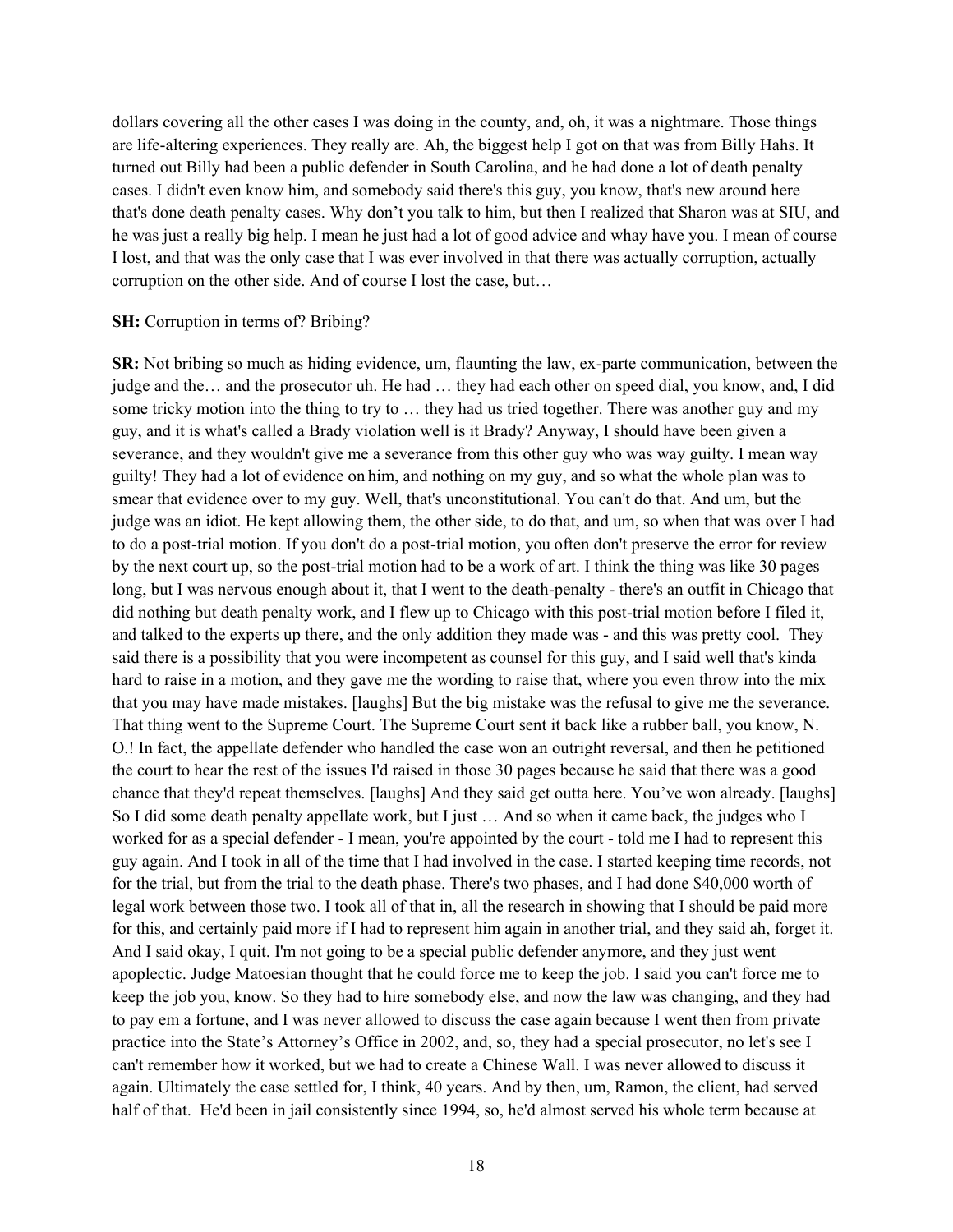dollars covering all the other cases I was doing in the county, and, oh, it was a nightmare. Those things are life-altering experiences. They really are. Ah, the biggest help I got on that was from Billy Hahs. It turned out Billy had been a public defender in South Carolina, and he had done a lot of death penalty cases. I didn't even know him, and somebody said there's this guy, you know, that's new around here that's done death penalty cases. Why don't you talk to him, but then I realized that Sharon was at SIU, and he was just a really big help. I mean he just had a lot of good advice and whay have you. I mean of course I lost, and that was the only case that I was ever involved in that there was actually corruption, actually corruption on the other side. And of course I lost the case, but…

**SH:** Corruption in terms of? Bribing?

**SR:** Not bribing so much as hiding evidence, um, flaunting the law, ex-parte communication, between the judge and the… and the prosecutor uh. He had … they had each other on speed dial, you know, and, I did some tricky motion into the thing to try to … they had us tried together. There was another guy and my guy, and it is what's called a Brady violation well is it Brady? Anyway, I should have been given a severance, and they wouldn't give me a severance from this other guy who was way guilty. I mean way guilty! They had a lot of evidence on him, and nothing on my guy, and so what the whole plan was to smear that evidence over to my guy. Well, that's unconstitutional. You can't do that. And um, but the judge was an idiot. He kept allowing them, the other side, to do that, and um, so when that was over I had to do a post-trial motion. If you don't do a post-trial motion, you often don't preserve the error for review by the next court up, so the post-trial motion had to be a work of art. I think the thing was like 30 pages long, but I was nervous enough about it, that I went to the death-penalty - there's an outfit in Chicago that did nothing but death penalty work, and I flew up to Chicago with this post-trial motion before I filed it, and talked to the experts up there, and the only addition they made was - and this was pretty cool. They said there is a possibility that you were incompetent as counsel for this guy, and I said well that's kinda hard to raise in a motion, and they gave me the wording to raise that, where you even throw into the mix that you may have made mistakes. [laughs] But the big mistake was the refusal to give me the severance. That thing went to the Supreme Court. The Supreme Court sent it back like a rubber ball, you know, N. O.! In fact, the appellate defender who handled the case won an outright reversal, and then he petitioned the court to hear the rest of the issues I'd raised in those 30 pages because he said that there was a good chance that they'd repeat themselves. [laughs] And they said get outta here. You've won already. [laughs] So I did some death penalty appellate work, but I just … And so when it came back, the judges who I worked for as a special defender - I mean, you're appointed by the court - told me I had to represent this guy again. And I took in all of the time that I had involved in the case. I started keeping time records, not for the trial, but from the trial to the death phase. There's two phases, and I had done $40,000 worth of legal work between those two. I took all of that in, all the research in showing that I should be paid more for this, and certainly paid more if I had to represent him again in another trial, and they said ah, forget it. And I said okay, I quit. I'm not going to be a special public defender anymore, and they just went apoplectic. Judge Matoesian thought that he could force me to keep the job. I said you can't force me to keep the job you, know. So they had to hire somebody else, and now the law was changing, and they had to pay em a fortune, and I was never allowed to discuss the case again because I went then from private practice into the State's Attorney's Office in 2002, and, so, they had a special prosecutor, no let's see I can't remember how it worked, but we had to create a Chinese Wall. I was never allowed to discuss it again. Ultimately the case settled for, I think, 40 years. And by then, um, Ramon, the client, had served half of that. He'd been in jail consistently since 1994, so, he'd almost served his whole term because at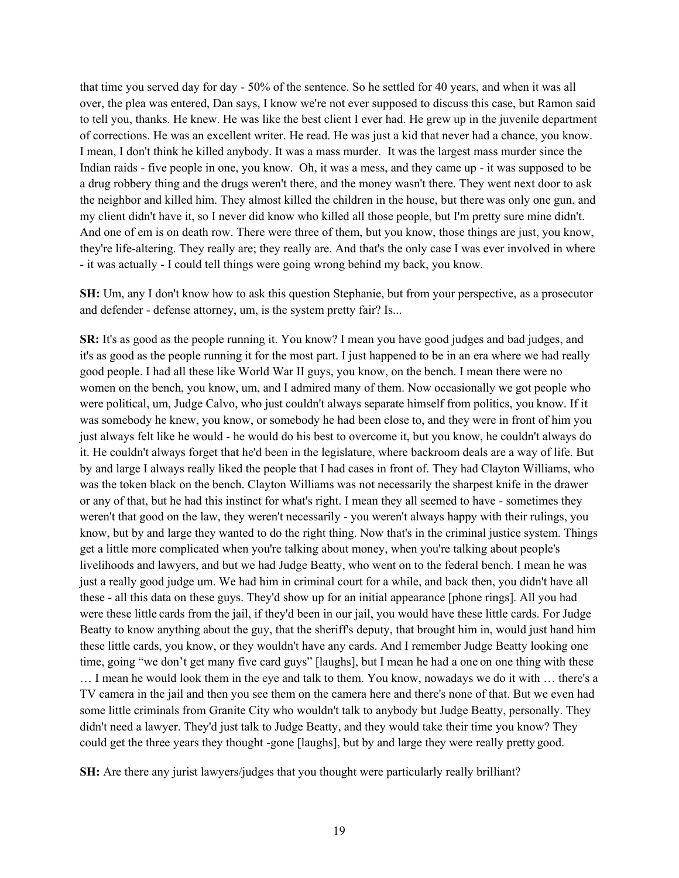that time you served day for day - 50% of the sentence. So he settled for 40 years, and when it was all over, the plea was entered, Dan says, I know we're not ever supposed to discuss this case, but Ramon said to tell you, thanks. He knew. He was like the best client I ever had. He grew up in the juvenile department of corrections. He was an excellent writer. He read. He was just a kid that never had a chance, you know. I mean, I don't think he killed anybody. It was a mass murder. It was the largest mass murder since the Indian raids - five people in one, you know. Oh, it was a mess, and they came up - it was supposed to be a drug robbery thing and the drugs weren't there, and the money wasn't there. They went next door to ask the neighbor and killed him. They almost killed the children in the house, but there was only one gun, and my client didn't have it, so I never did know who killed all those people, but I'm pretty sure mine didn't. And one of em is on death row. There were three of them, but you know, those things are just, you know, they're life-altering. They really are; they really are. And that's the only case I was ever involved in where - it was actually - I could tell things were going wrong behind my back, you know.

**SH:** Um, any I don't know how to ask this question Stephanie, but from your perspective, as a prosecutor and defender - defense attorney, um, is the system pretty fair? Is...

**SR:** It's as good as the people running it. You know? I mean you have good judges and bad judges, and it's as good as the people running it for the most part. I just happened to be in an era where we had really good people. I had all these like World War II guys, you know, on the bench. I mean there were no women on the bench, you know, um, and I admired many of them. Now occasionally we got people who were political, um, Judge Calvo, who just couldn't always separate himself from politics, you know. If it was somebody he knew, you know, or somebody he had been close to, and they were in front of him you just always felt like he would - he would do his best to overcome it, but you know, he couldn't always do it. He couldn't always forget that he'd been in the legislature, where backroom deals are a way of life. But by and large I always really liked the people that I had cases in front of. They had Clayton Williams, who was the token black on the bench. Clayton Williams was not necessarily the sharpest knife in the drawer or any of that, but he had this instinct for what's right. I mean they all seemed to have - sometimes they weren't that good on the law, they weren't necessarily - you weren't always happy with their rulings, you know, but by and large they wanted to do the right thing. Now that's in the criminal justice system. Things get a little more complicated when you're talking about money, when you're talking about people's livelihoods and lawyers, and but we had Judge Beatty, who went on to the federal bench. I mean he was just a really good judge um. We had him in criminal court for a while, and back then, you didn't have all these - all this data on these guys. They'd show up for an initial appearance [phone rings]. All you had were these little cards from the jail, if they'd been in our jail, you would have these little cards. For Judge Beatty to know anything about the guy, that the sheriff's deputy, that brought him in, would just hand him these little cards, you know, or they wouldn't have any cards. And I remember Judge Beatty looking one time, going "we don't get many five card guys" [laughs], but I mean he had a one on one thing with these … I mean he would look them in the eye and talk to them. You know, nowadays we do it with … there's a TV camera in the jail and then you see them on the camera here and there's none of that. But we even had some little criminals from Granite City who wouldn't talk to anybody but Judge Beatty, personally. They didn't need a lawyer. They'd just talk to Judge Beatty, and they would take their time you know? They could get the three years they thought -gone [laughs], but by and large they were really pretty good.

**SH:** Are there any jurist lawyers/judges that you thought were particularly really brilliant?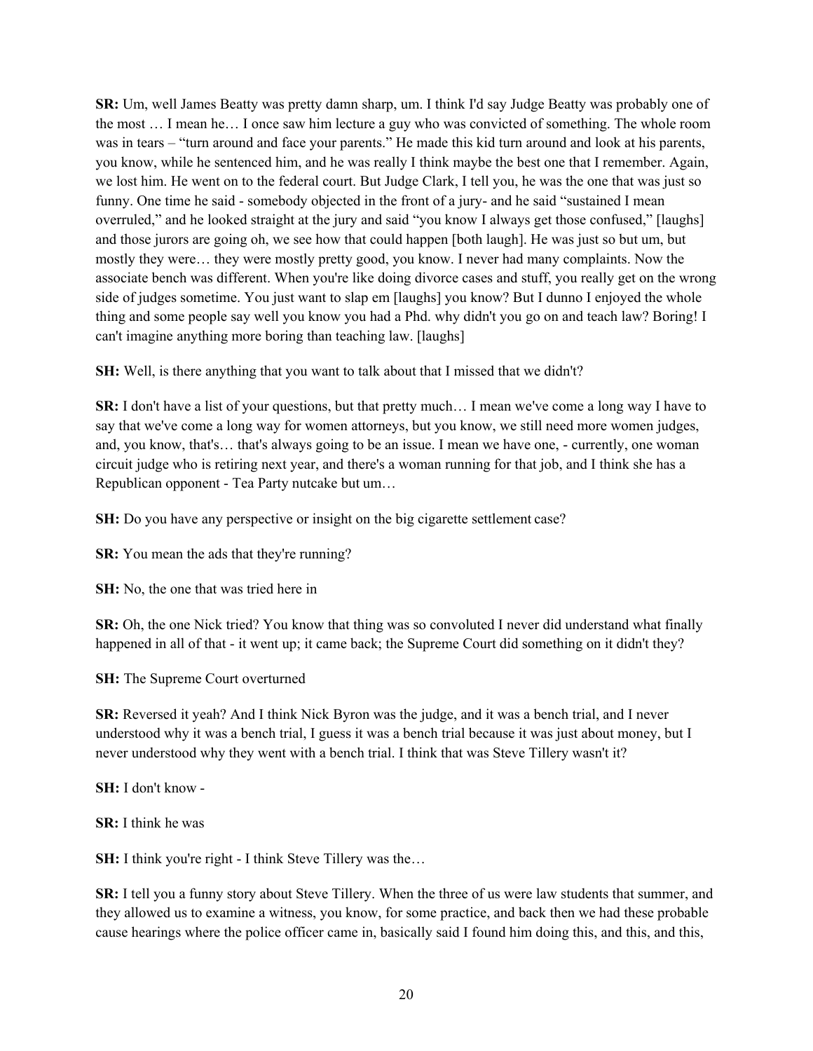**SR:** Um, well James Beatty was pretty damn sharp, um. I think I'd say Judge Beatty was probably one of the most … I mean he… I once saw him lecture a guy who was convicted of something. The whole room was in tears – "turn around and face your parents." He made this kid turn around and look at his parents, you know, while he sentenced him, and he was really I think maybe the best one that I remember. Again, we lost him. He went on to the federal court. But Judge Clark, I tell you, he was the one that was just so funny. One time he said - somebody objected in the front of a jury- and he said "sustained I mean overruled," and he looked straight at the jury and said "you know I always get those confused," [laughs] and those jurors are going oh, we see how that could happen [both laugh]. He was just so but um, but mostly they were… they were mostly pretty good, you know. I never had many complaints. Now the associate bench was different. When you're like doing divorce cases and stuff, you really get on the wrong side of judges sometime. You just want to slap em [laughs] you know? But I dunno I enjoyed the whole thing and some people say well you know you had a Phd. why didn't you go on and teach law? Boring! I can't imagine anything more boring than teaching law. [laughs]

**SH:** Well, is there anything that you want to talk about that I missed that we didn't?

**SR:** I don't have a list of your questions, but that pretty much… I mean we've come a long way I have to say that we've come a long way for women attorneys, but you know, we still need more women judges, and, you know, that's… that's always going to be an issue. I mean we have one, - currently, one woman circuit judge who is retiring next year, and there's a woman running for that job, and I think she has a Republican opponent - Tea Party nutcake but um…

**SH:** Do you have any perspective or insight on the big cigarette settlement case?

**SR:** You mean the ads that they're running?

**SH:** No, the one that was tried here in

**SR:** Oh, the one Nick tried? You know that thing was so convoluted I never did understand what finally happened in all of that - it went up; it came back; the Supreme Court did something on it didn't they?

**SH:** The Supreme Court overturned

**SR:** Reversed it yeah? And I think Nick Byron was the judge, and it was a bench trial, and I never understood why it was a bench trial, I guess it was a bench trial because it was just about money, but I never understood why they went with a bench trial. I think that was Steve Tillery wasn't it?

**SH:** I don't know -

**SR:** I think he was

**SH:** I think you're right - I think Steve Tillery was the…

**SR:** I tell you a funny story about Steve Tillery. When the three of us were law students that summer, and they allowed us to examine a witness, you know, for some practice, and back then we had these probable cause hearings where the police officer came in, basically said I found him doing this, and this, and this,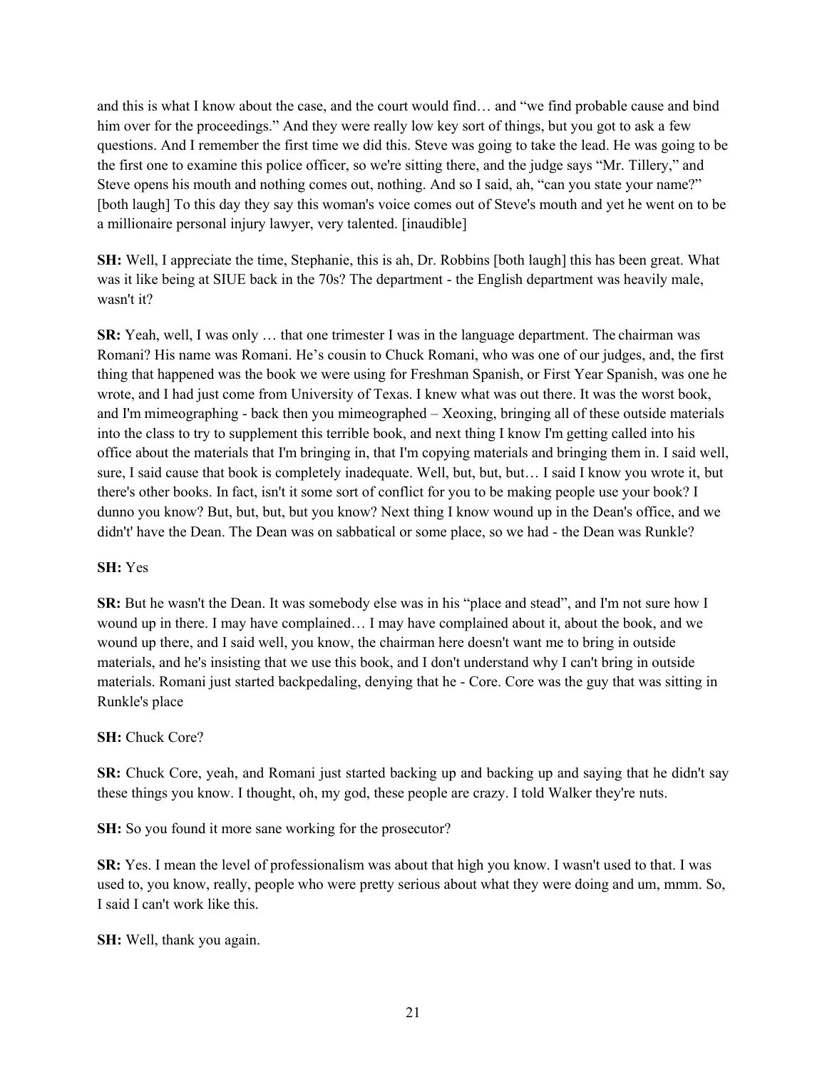and this is what I know about the case, and the court would find… and "we find probable cause and bind him over for the proceedings." And they were really low key sort of things, but you got to ask a few questions. And I remember the first time we did this. Steve was going to take the lead. He was going to be the first one to examine this police officer, so we're sitting there, and the judge says "Mr. Tillery," and Steve opens his mouth and nothing comes out, nothing. And so I said, ah, "can you state your name?" [both laugh] To this day they say this woman's voice comes out of Steve's mouth and yet he went on to be a millionaire personal injury lawyer, very talented. [inaudible]

**SH:** Well, I appreciate the time, Stephanie, this is ah, Dr. Robbins [both laugh] this has been great. What was it like being at SIUE back in the 70s? The department - the English department was heavily male, wasn't it?

**SR:** Yeah, well, I was only … that one trimester I was in the language department. The chairman was Romani? His name was Romani. He's cousin to Chuck Romani, who was one of our judges, and, the first thing that happened was the book we were using for Freshman Spanish, or First Year Spanish, was one he wrote, and I had just come from University of Texas. I knew what was out there. It was the worst book, and I'm mimeographing - back then you mimeographed – Xeoxing, bringing all of these outside materials into the class to try to supplement this terrible book, and next thing I know I'm getting called into his office about the materials that I'm bringing in, that I'm copying materials and bringing them in. I said well, sure, I said cause that book is completely inadequate. Well, but, but, but… I said I know you wrote it, but there's other books. In fact, isn't it some sort of conflict for you to be making people use your book? I dunno you know? But, but, but, but you know? Next thing I know wound up in the Dean's office, and we didn't' have the Dean. The Dean was on sabbatical or some place, so we had - the Dean was Runkle?

**SH:** Yes

**SR:** But he wasn't the Dean. It was somebody else was in his "place and stead", and I'm not sure how I wound up in there. I may have complained… I may have complained about it, about the book, and we wound up there, and I said well, you know, the chairman here doesn't want me to bring in outside materials, and he's insisting that we use this book, and I don't understand why I can't bring in outside materials. Romani just started backpedaling, denying that he - Core. Core was the guy that was sitting in Runkle's place

**SH:** Chuck Core?

**SR:** Chuck Core, yeah, and Romani just started backing up and backing up and saying that he didn't say these things you know. I thought, oh, my god, these people are crazy. I told Walker they're nuts.

**SH:** So you found it more sane working for the prosecutor?

**SR:** Yes. I mean the level of professionalism was about that high you know. I wasn't used to that. I was used to, you know, really, people who were pretty serious about what they were doing and um, mmm. So, I said I can't work like this.

**SH:** Well, thank you again.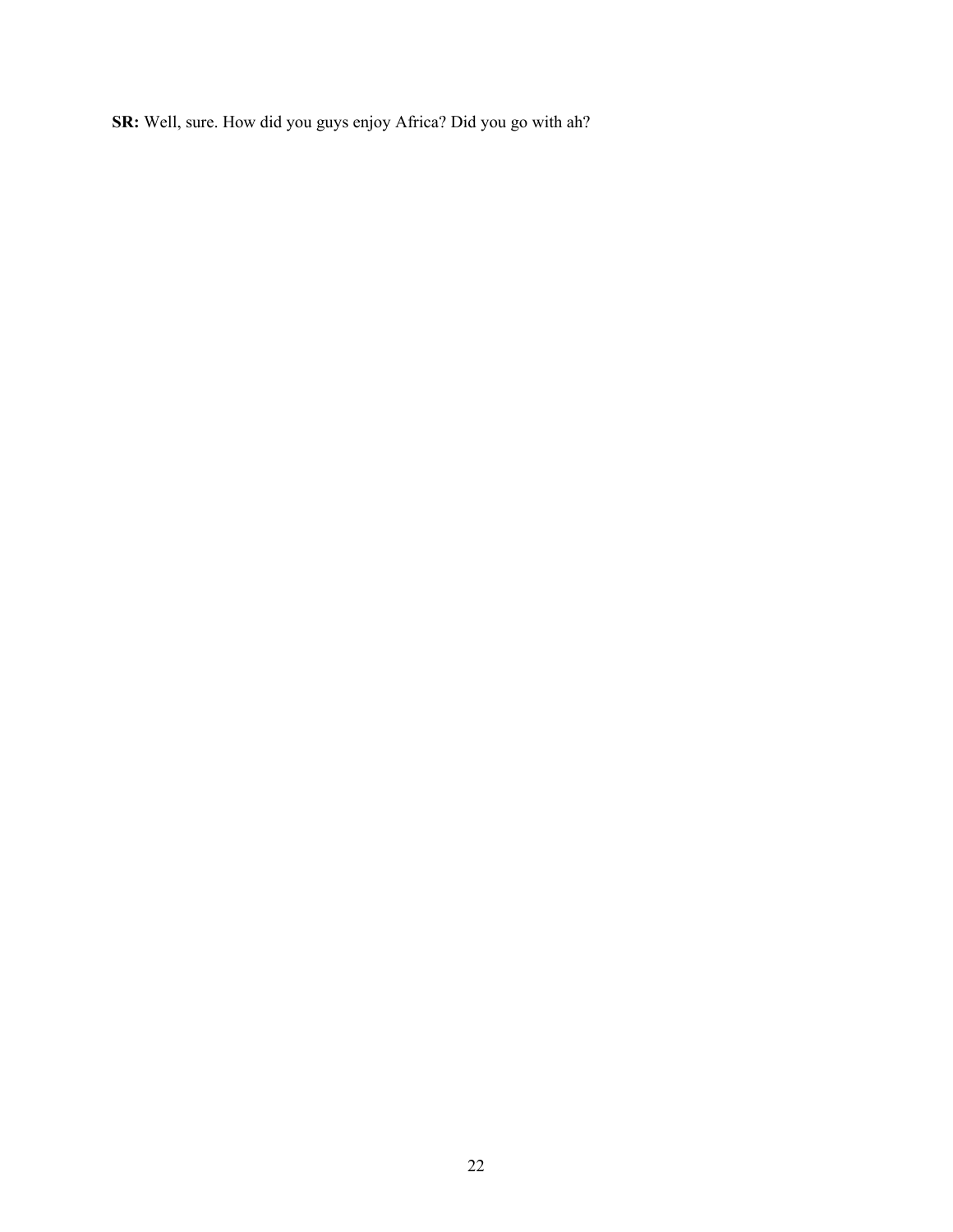**SR:** Well, sure. How did you guys enjoy Africa? Did you go with ah?